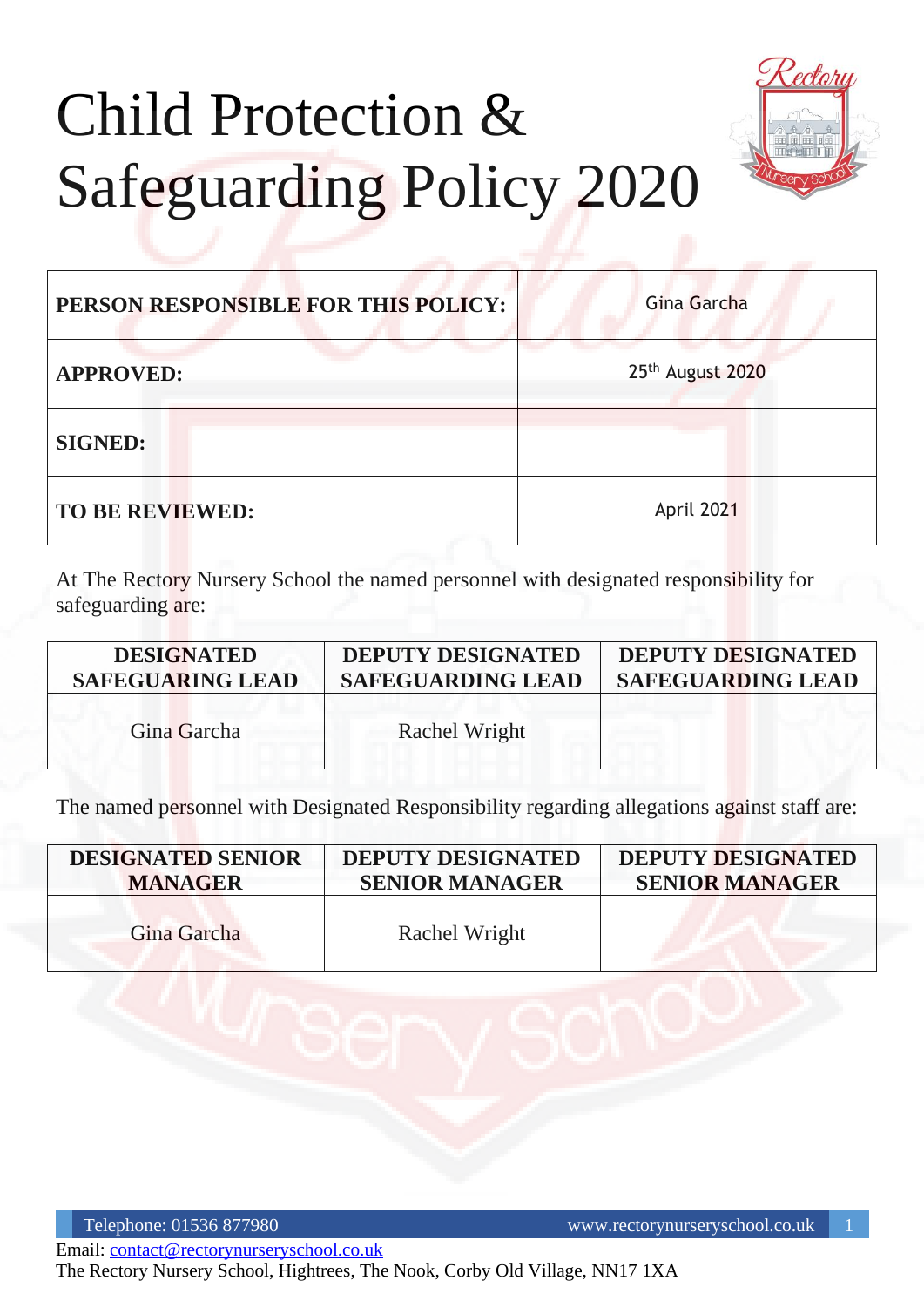# Child Protection & Safeguarding Policy 2020

| PERSON RESPONSIBLE FOR THIS POLICY: | Gina Garcha |
| --- | --- |
| APPROVED: | 25th August 2020 |
| SIGNED: | |
| TO BE REVIEWED: | April 2021 |

At The Rectory Nursery School the named personnel with designated responsibility for safeguarding are:

| DESIGNATED SAFEGUARING LEAD | DEPUTY DESIGNATED SAFEGUARDING LEAD | DEPUTY DESIGNATED SAFEGUARDING LEAD |
| --- | --- | --- |
| Gina Garcha | Rachel Wright | |

The named personnel with Designated Responsibility regarding allegations against staff are:

| DESIGNATED SENIOR MANAGER | DEPUTY DESIGNATED SENIOR MANAGER | DEPUTY DESIGNATED SENIOR MANAGER |
| --- | --- | --- |
| Gina Garcha | Rachel Wright | |

Telephone: 01536 877980 www.rectorynurseryschool.co.uk
Email: contact@rectorynurseryschool.co.uk
The Rectory Nursery School, Hightrees, The Nook, Corby Old Village, NN17 1XA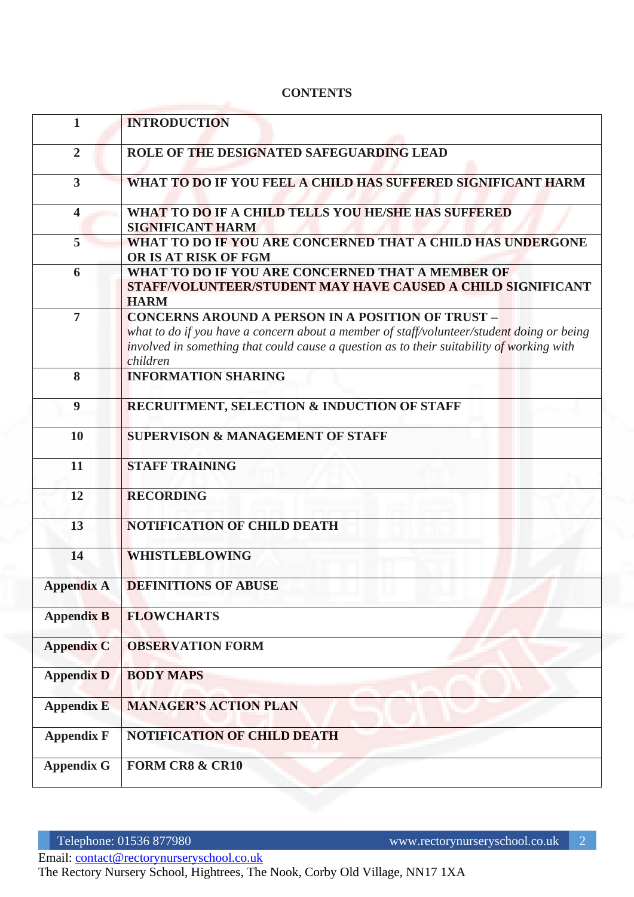# CONTENTS

| | |
|---|---|
| **1** | **INTRODUCTION** |
| **2** | **ROLE OF THE DESIGNATED SAFEGUARDING LEAD** |
| **3** | **WHAT TO DO IF YOU FEEL A CHILD HAS SUFFERED SIGNIFICANT HARM** |
| **4** | **WHAT TO DO IF A CHILD TELLS YOU HE/SHE HAS SUFFERED SIGNIFICANT HARM** |
| **5** | **WHAT TO DO IF YOU ARE CONCERNED THAT A CHILD HAS UNDERGONE OR IS AT RISK OF FGM** |
| **6** | **WHAT TO DO IF YOU ARE CONCERNED THAT A MEMBER OF STAFF/VOLUNTEER/STUDENT MAY HAVE CAUSED A CHILD SIGNIFICANT HARM** |
| **7** | **CONCERNS AROUND A PERSON IN A POSITION OF TRUST –** *what to do if you have a concern about a member of staff/volunteer/student doing or being involved in something that could cause a question as to their suitability of working with children* |
| **8** | **INFORMATION SHARING** |
| **9** | **RECRUITMENT, SELECTION & INDUCTION OF STAFF** |
| **10** | **SUPERVISON & MANAGEMENT OF STAFF** |
| **11** | **STAFF TRAINING** |
| **12** | **RECORDING** |
| **13** | **NOTIFICATION OF CHILD DEATH** |
| **14** | **WHISTLEBLOWING** |
| **Appendix A** | **DEFINITIONS OF ABUSE** |
| **Appendix B** | **FLOWCHARTS** |
| **Appendix C** | **OBSERVATION FORM** |
| **Appendix D** | **BODY MAPS** |
| **Appendix E** | **MANAGER'S ACTION PLAN** |
| **Appendix F** | **NOTIFICATION OF CHILD DEATH** |
| **Appendix G** | **FORM CR8 & CR10** |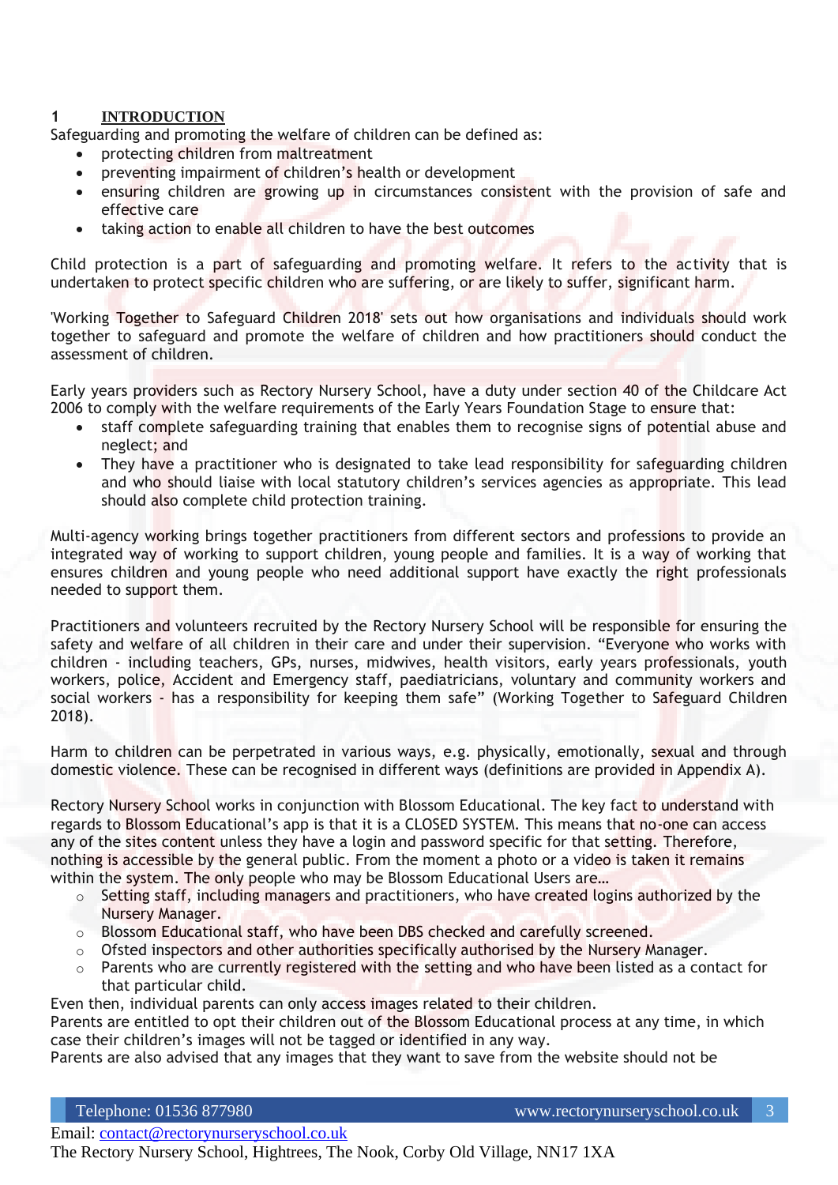## 1 INTRODUCTION

Safeguarding and promoting the welfare of children can be defined as:

- protecting children from maltreatment
- preventing impairment of children's health or development
- ensuring children are growing up in circumstances consistent with the provision of safe and effective care
- taking action to enable all children to have the best outcomes

Child protection is a part of safeguarding and promoting welfare. It refers to the activity that is undertaken to protect specific children who are suffering, or are likely to suffer, significant harm.

'Working Together to Safeguard Children 2018' sets out how organisations and individuals should work together to safeguard and promote the welfare of children and how practitioners should conduct the assessment of children.

Early years providers such as Rectory Nursery School, have a duty under section 40 of the Childcare Act 2006 to comply with the welfare requirements of the Early Years Foundation Stage to ensure that:

- staff complete safeguarding training that enables them to recognise signs of potential abuse and neglect; and
- They have a practitioner who is designated to take lead responsibility for safeguarding children and who should liaise with local statutory children's services agencies as appropriate. This lead should also complete child protection training.

Multi-agency working brings together practitioners from different sectors and professions to provide an integrated way of working to support children, young people and families. It is a way of working that ensures children and young people who need additional support have exactly the right professionals needed to support them.

Practitioners and volunteers recruited by the Rectory Nursery School will be responsible for ensuring the safety and welfare of all children in their care and under their supervision. "Everyone who works with children - including teachers, GPs, nurses, midwives, health visitors, early years professionals, youth workers, police, Accident and Emergency staff, paediatricians, voluntary and community workers and social workers - has a responsibility for keeping them safe" (Working Together to Safeguard Children 2018).

Harm to children can be perpetrated in various ways, e.g. physically, emotionally, sexual and through domestic violence. These can be recognised in different ways (definitions are provided in Appendix A).

Rectory Nursery School works in conjunction with Blossom Educational. The key fact to understand with regards to Blossom Educational's app is that it is a CLOSED SYSTEM. This means that no-one can access any of the sites content unless they have a login and password specific for that setting. Therefore, nothing is accessible by the general public. From the moment a photo or a video is taken it remains within the system. The only people who may be Blossom Educational Users are…

- Setting staff, including managers and practitioners, who have created logins authorized by the Nursery Manager.
- Blossom Educational staff, who have been DBS checked and carefully screened.
- Ofsted inspectors and other authorities specifically authorised by the Nursery Manager.
- Parents who are currently registered with the setting and who have been listed as a contact for that particular child.

Even then, individual parents can only access images related to their children.
Parents are entitled to opt their children out of the Blossom Educational process at any time, in which case their children's images will not be tagged or identified in any way.
Parents are also advised that any images that they want to save from the website should not be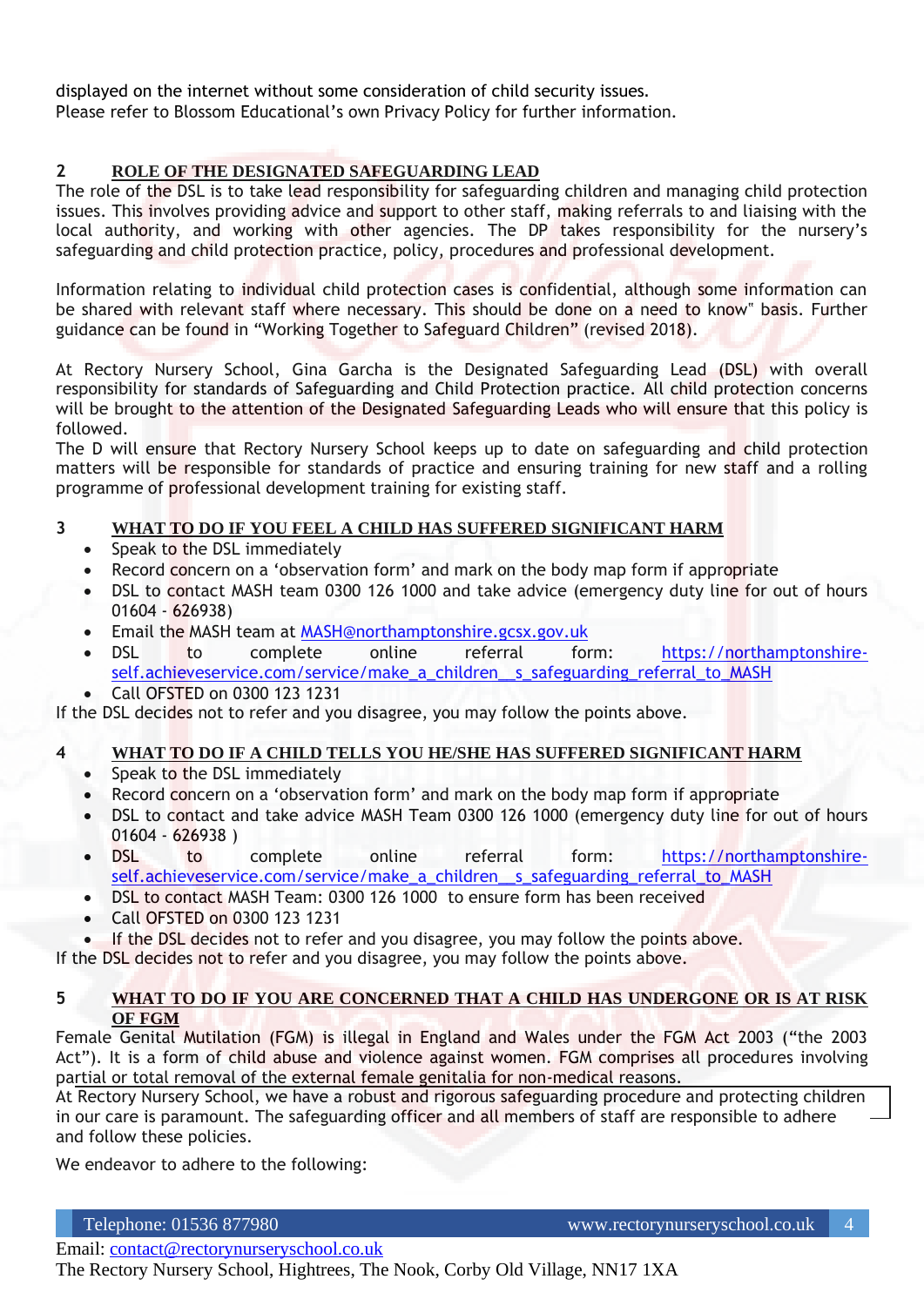displayed on the internet without some consideration of child security issues.
Please refer to Blossom Educational's own Privacy Policy for further information.

## 2 ROLE OF THE DESIGNATED SAFEGUARDING LEAD

The role of the DSL is to take lead responsibility for safeguarding children and managing child protection issues. This involves providing advice and support to other staff, making referrals to and liaising with the local authority, and working with other agencies. The DP takes responsibility for the nursery's safeguarding and child protection practice, policy, procedures and professional development.

Information relating to individual child protection cases is confidential, although some information can be shared with relevant staff where necessary. This should be done on a need to know" basis. Further guidance can be found in "Working Together to Safeguard Children" (revised 2018).

At Rectory Nursery School, Gina Garcha is the Designated Safeguarding Lead (DSL) with overall responsibility for standards of Safeguarding and Child Protection practice. All child protection concerns will be brought to the attention of the Designated Safeguarding Leads who will ensure that this policy is followed.
The D will ensure that Rectory Nursery School keeps up to date on safeguarding and child protection matters will be responsible for standards of practice and ensuring training for new staff and a rolling programme of professional development training for existing staff.

## 3 WHAT TO DO IF YOU FEEL A CHILD HAS SUFFERED SIGNIFICANT HARM

- Speak to the DSL immediately
- Record concern on a 'observation form' and mark on the body map form if appropriate
- DSL to contact MASH team 0300 126 1000 and take advice (emergency duty line for out of hours 01604 - 626938)
- Email the MASH team at MASH@northamptonshire.gcsx.gov.uk
- DSL to complete online referral form: https://northamptonshire-self.achieveservice.com/service/make_a_children__s_safeguarding_referral_to_MASH
- Call OFSTED on 0300 123 1231

If the DSL decides not to refer and you disagree, you may follow the points above.

## 4 WHAT TO DO IF A CHILD TELLS YOU HE/SHE HAS SUFFERED SIGNIFICANT HARM

- Speak to the DSL immediately
- Record concern on a 'observation form' and mark on the body map form if appropriate
- DSL to contact and take advice MASH Team 0300 126 1000 (emergency duty line for out of hours 01604 - 626938 )
- DSL to complete online referral form: https://northamptonshire-self.achieveservice.com/service/make_a_children__s_safeguarding_referral_to_MASH
- DSL to contact MASH Team: 0300 126 1000 to ensure form has been received
- Call OFSTED on 0300 123 1231
- If the DSL decides not to refer and you disagree, you may follow the points above.

If the DSL decides not to refer and you disagree, you may follow the points above.

## 5 WHAT TO DO IF YOU ARE CONCERNED THAT A CHILD HAS UNDERGONE OR IS AT RISK OF FGM

Female Genital Mutilation (FGM) is illegal in England and Wales under the FGM Act 2003 ("the 2003 Act"). It is a form of child abuse and violence against women. FGM comprises all procedures involving partial or total removal of the external female genitalia for non-medical reasons.
At Rectory Nursery School, we have a robust and rigorous safeguarding procedure and protecting children in our care is paramount. The safeguarding officer and all members of staff are responsible to adhere and follow these policies.

We endeavor to adhere to the following: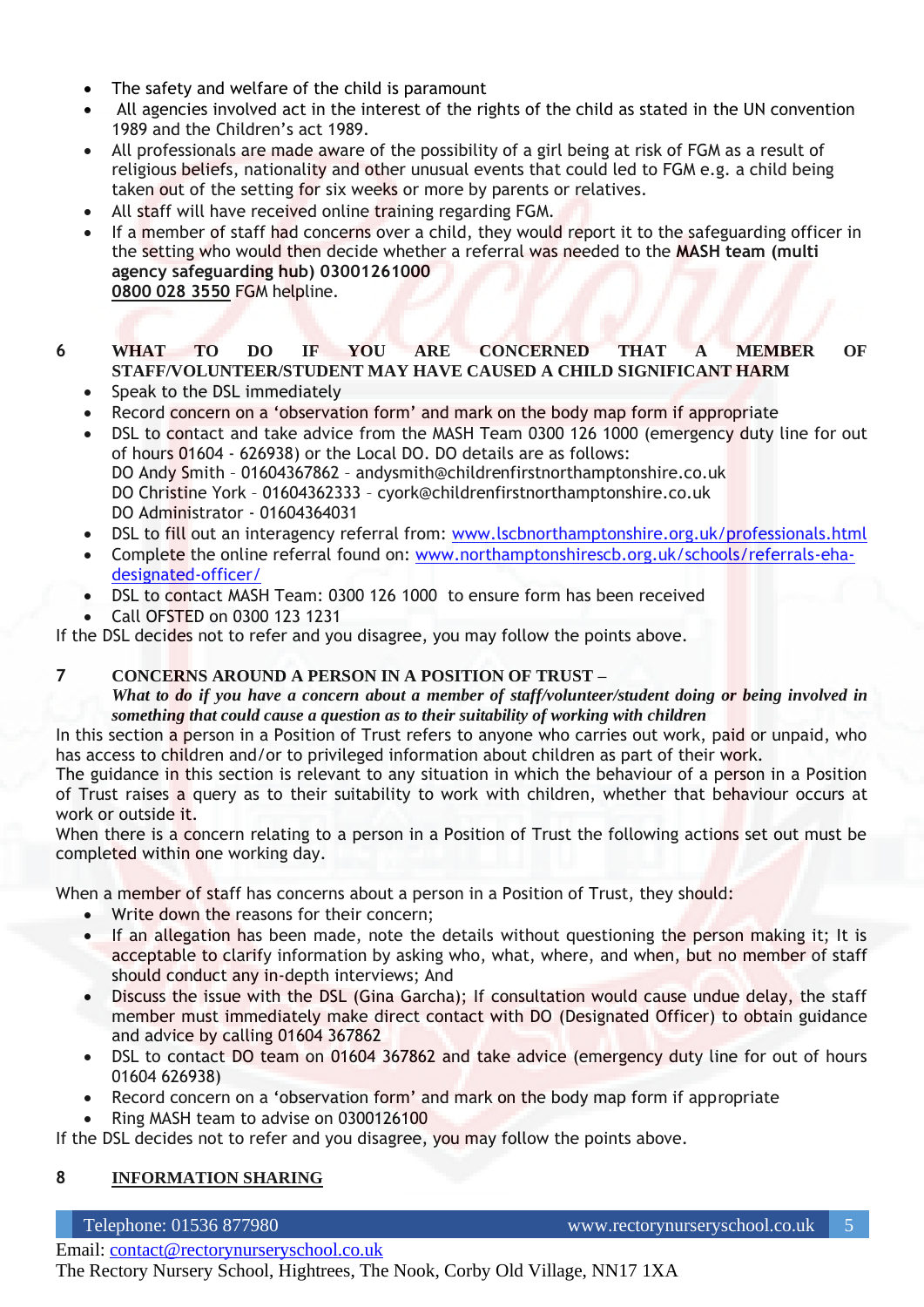- The safety and welfare of the child is paramount
- All agencies involved act in the interest of the rights of the child as stated in the UN convention 1989 and the Children's act 1989.
- All professionals are made aware of the possibility of a girl being at risk of FGM as a result of religious beliefs, nationality and other unusual events that could led to FGM e.g. a child being taken out of the setting for six weeks or more by parents or relatives.
- All staff will have received online training regarding FGM.
- If a member of staff had concerns over a child, they would report it to the safeguarding officer in the setting who would then decide whether a referral was needed to the **MASH team (multi agency safeguarding hub) 03001261000**
  0800 028 3550 FGM helpline.

## 6 WHAT TO DO IF YOU ARE CONCERNED THAT A MEMBER OF STAFF/VOLUNTEER/STUDENT MAY HAVE CAUSED A CHILD SIGNIFICANT HARM

- Speak to the DSL immediately
- Record concern on a 'observation form' and mark on the body map form if appropriate
- DSL to contact and take advice from the MASH Team 0300 126 1000 (emergency duty line for out of hours 01604 - 626938) or the Local DO. DO details are as follows:
  DO Andy Smith – 01604367862 – andysmith@childrenfirstnorthamptonshire.co.uk
  DO Christine York – 01604362333 – cyork@childrenfirstnorthamptonshire.co.uk
  DO Administrator - 01604364031
- DSL to fill out an interagency referral from: [www.lscbnorthamptonshire.org.uk/professionals.html](http://www.lscbnorthamptonshire.org.uk/professionals.html)
- Complete the online referral found on: [www.northamptonshirescb.org.uk/schools/referrals-eha-designated-officer/](http://www.northamptonshirescb.org.uk/schools/referrals-eha-designated-officer/)
- DSL to contact MASH Team: 0300 126 1000 to ensure form has been received
- Call OFSTED on 0300 123 1231

If the DSL decides not to refer and you disagree, you may follow the points above.

## 7 CONCERNS AROUND A PERSON IN A POSITION OF TRUST –

***What to do if you have a concern about a member of staff/volunteer/student doing or being involved in something that could cause a question as to their suitability of working with children***

In this section a person in a Position of Trust refers to anyone who carries out work, paid or unpaid, who has access to children and/or to privileged information about children as part of their work.

The guidance in this section is relevant to any situation in which the behaviour of a person in a Position of Trust raises a query as to their suitability to work with children, whether that behaviour occurs at work or outside it.

When there is a concern relating to a person in a Position of Trust the following actions set out must be completed within one working day.

When a member of staff has concerns about a person in a Position of Trust, they should:

- Write down the reasons for their concern;
- If an allegation has been made, note the details without questioning the person making it; It is acceptable to clarify information by asking who, what, where, and when, but no member of staff should conduct any in-depth interviews; And
- Discuss the issue with the DSL (Gina Garcha); If consultation would cause undue delay, the staff member must immediately make direct contact with DO (Designated Officer) to obtain guidance and advice by calling 01604 367862
- DSL to contact DO team on 01604 367862 and take advice (emergency duty line for out of hours 01604 626938)
- Record concern on a 'observation form' and mark on the body map form if appropriate
- Ring MASH team to advise on 0300126100

If the DSL decides not to refer and you disagree, you may follow the points above.

## 8 INFORMATION SHARING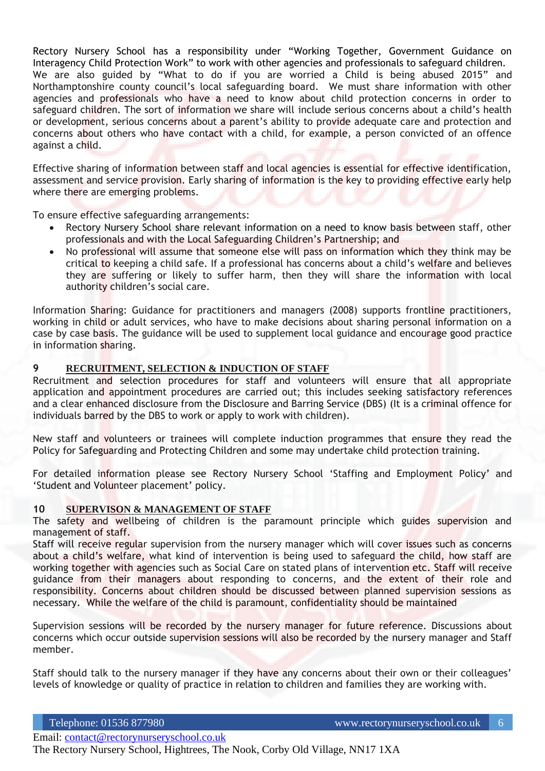Rectory Nursery School has a responsibility under "Working Together, Government Guidance on Interagency Child Protection Work" to work with other agencies and professionals to safeguard children. We are also guided by "What to do if you are worried a Child is being abused 2015" and Northamptonshire county council's local safeguarding board. We must share information with other agencies and professionals who have a need to know about child protection concerns in order to safeguard children. The sort of information we share will include serious concerns about a child's health or development, serious concerns about a parent's ability to provide adequate care and protection and concerns about others who have contact with a child, for example, a person convicted of an offence against a child.

Effective sharing of information between staff and local agencies is essential for effective identification, assessment and service provision. Early sharing of information is the key to providing effective early help where there are emerging problems.

To ensure effective safeguarding arrangements:

- Rectory Nursery School share relevant information on a need to know basis between staff, other professionals and with the Local Safeguarding Children's Partnership; and
- No professional will assume that someone else will pass on information which they think may be critical to keeping a child safe. If a professional has concerns about a child's welfare and believes they are suffering or likely to suffer harm, then they will share the information with local authority children's social care.

Information Sharing: Guidance for practitioners and managers (2008) supports frontline practitioners, working in child or adult services, who have to make decisions about sharing personal information on a case by case basis. The guidance will be used to supplement local guidance and encourage good practice in information sharing.

## 9 RECRUITMENT, SELECTION & INDUCTION OF STAFF

Recruitment and selection procedures for staff and volunteers will ensure that all appropriate application and appointment procedures are carried out; this includes seeking satisfactory references and a clear enhanced disclosure from the Disclosure and Barring Service (DBS) (It is a criminal offence for individuals barred by the DBS to work or apply to work with children).

New staff and volunteers or trainees will complete induction programmes that ensure they read the Policy for Safeguarding and Protecting Children and some may undertake child protection training.

For detailed information please see Rectory Nursery School 'Staffing and Employment Policy' and 'Student and Volunteer placement' policy.

## 10 SUPERVISON & MANAGEMENT OF STAFF

The safety and wellbeing of children is the paramount principle which guides supervision and management of staff.
Staff will receive regular supervision from the nursery manager which will cover issues such as concerns about a child's welfare, what kind of intervention is being used to safeguard the child, how staff are working together with agencies such as Social Care on stated plans of intervention etc. Staff will receive guidance from their managers about responding to concerns, and the extent of their role and responsibility. Concerns about children should be discussed between planned supervision sessions as necessary. While the welfare of the child is paramount, confidentiality should be maintained

Supervision sessions will be recorded by the nursery manager for future reference. Discussions about concerns which occur outside supervision sessions will also be recorded by the nursery manager and Staff member.

Staff should talk to the nursery manager if they have any concerns about their own or their colleagues' levels of knowledge or quality of practice in relation to children and families they are working with.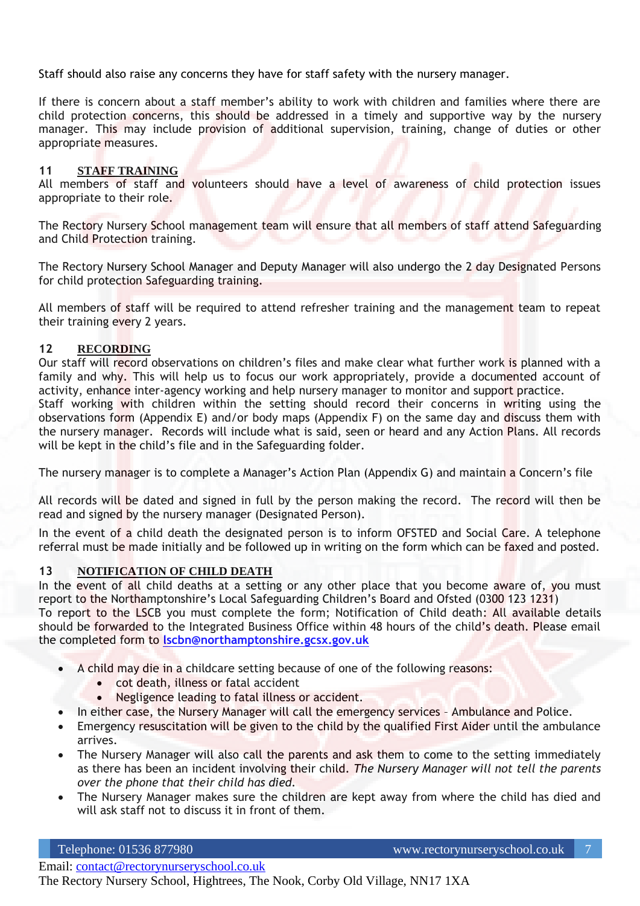Staff should also raise any concerns they have for staff safety with the nursery manager.

If there is concern about a staff member's ability to work with children and families where there are child protection concerns, this should be addressed in a timely and supportive way by the nursery manager. This may include provision of additional supervision, training, change of duties or other appropriate measures.

## 11 STAFF TRAINING

All members of staff and volunteers should have a level of awareness of child protection issues appropriate to their role.

The Rectory Nursery School management team will ensure that all members of staff attend Safeguarding and Child Protection training.

The Rectory Nursery School Manager and Deputy Manager will also undergo the 2 day Designated Persons for child protection Safeguarding training.

All members of staff will be required to attend refresher training and the management team to repeat their training every 2 years.

## 12 RECORDING

Our staff will record observations on children's files and make clear what further work is planned with a family and why. This will help us to focus our work appropriately, provide a documented account of activity, enhance inter-agency working and help nursery manager to monitor and support practice.
Staff working with children within the setting should record their concerns in writing using the observations form (Appendix E) and/or body maps (Appendix F) on the same day and discuss them with the nursery manager. Records will include what is said, seen or heard and any Action Plans. All records will be kept in the child's file and in the Safeguarding folder.

The nursery manager is to complete a Manager's Action Plan (Appendix G) and maintain a Concern's file

All records will be dated and signed in full by the person making the record. The record will then be read and signed by the nursery manager (Designated Person).

In the event of a child death the designated person is to inform OFSTED and Social Care. A telephone referral must be made initially and be followed up in writing on the form which can be faxed and posted.

## 13 NOTIFICATION OF CHILD DEATH

In the event of all child deaths at a setting or any other place that you become aware of, you must report to the Northamptonshire's Local Safeguarding Children's Board and Ofsted (0300 123 1231)
To report to the LSCB you must complete the form; Notification of Child death: All available details should be forwarded to the Integrated Business Office within 48 hours of the child's death. Please email the completed form to **lscbn@northamptonshire.gcsx.gov.uk**

- A child may die in a childcare setting because of one of the following reasons:
  - cot death, illness or fatal accident
  - Negligence leading to fatal illness or accident.
- In either case, the Nursery Manager will call the emergency services – Ambulance and Police.
- Emergency resuscitation will be given to the child by the qualified First Aider until the ambulance arrives.
- The Nursery Manager will also call the parents and ask them to come to the setting immediately as there has been an incident involving their child. *The Nursery Manager will not tell the parents over the phone that their child has died.*
- The Nursery Manager makes sure the children are kept away from where the child has died and will ask staff not to discuss it in front of them.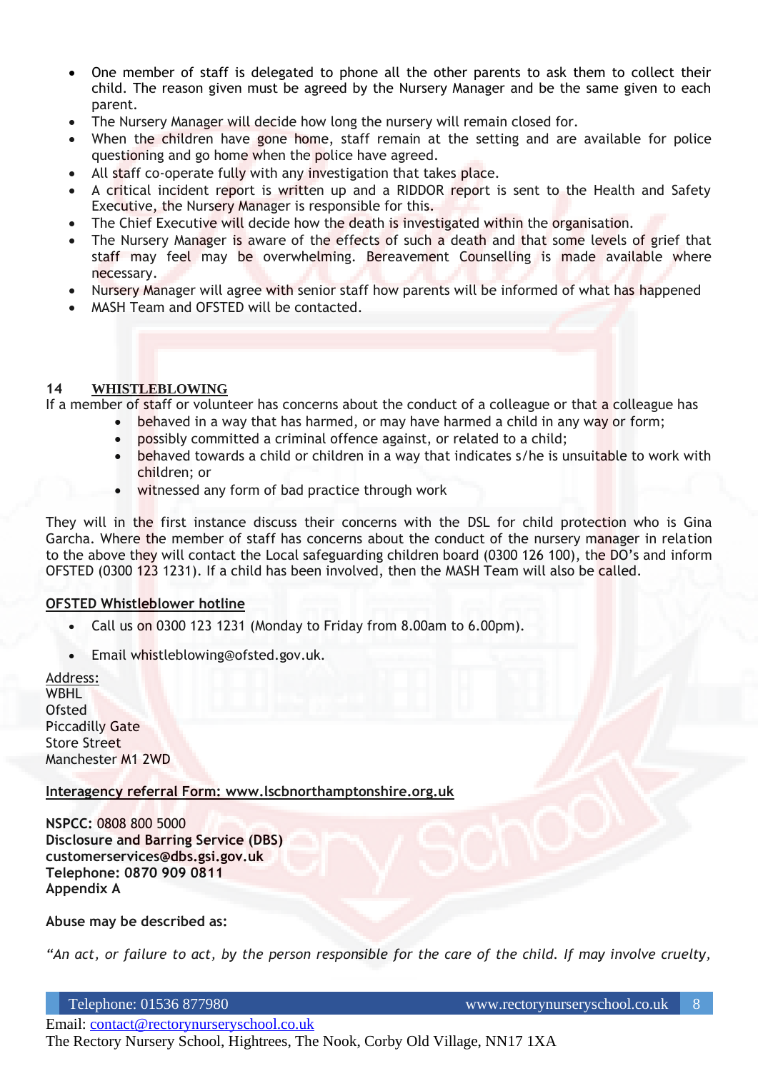- One member of staff is delegated to phone all the other parents to ask them to collect their child. The reason given must be agreed by the Nursery Manager and be the same given to each parent.
- The Nursery Manager will decide how long the nursery will remain closed for.
- When the children have gone home, staff remain at the setting and are available for police questioning and go home when the police have agreed.
- All staff co-operate fully with any investigation that takes place.
- A critical incident report is written up and a RIDDOR report is sent to the Health and Safety Executive, the Nursery Manager is responsible for this.
- The Chief Executive will decide how the death is investigated within the organisation.
- The Nursery Manager is aware of the effects of such a death and that some levels of grief that staff may feel may be overwhelming. Bereavement Counselling is made available where necessary.
- Nursery Manager will agree with senior staff how parents will be informed of what has happened
- MASH Team and OFSTED will be contacted.

## 14 WHISTLEBLOWING

If a member of staff or volunteer has concerns about the conduct of a colleague or that a colleague has

- behaved in a way that has harmed, or may have harmed a child in any way or form;
- possibly committed a criminal offence against, or related to a child;
- behaved towards a child or children in a way that indicates s/he is unsuitable to work with children; or
- witnessed any form of bad practice through work

They will in the first instance discuss their concerns with the DSL for child protection who is Gina Garcha. Where the member of staff has concerns about the conduct of the nursery manager in relation to the above they will contact the Local safeguarding children board (0300 126 100), the DO's and inform OFSTED (0300 123 1231). If a child has been involved, then the MASH Team will also be called.

**OFSTED Whistleblower hotline**

- Call us on 0300 123 1231 (Monday to Friday from 8.00am to 6.00pm).
- Email whistleblowing@ofsted.gov.uk.

Address:
WBHL
Ofsted
Piccadilly Gate
Store Street
Manchester M1 2WD

**Interagency referral Form: www.lscbnorthamptonshire.org.uk**

**NSPCC:** 0808 800 5000
**Disclosure and Barring Service (DBS)**
**customerservices@dbs.gsi.gov.uk**
**Telephone: 0870 909 0811**
**Appendix A**

**Abuse may be described as:**

*"An act, or failure to act, by the person responsible for the care of the child. If may involve cruelty,*

Email: contact@rectorynurseryschool.co.uk
The Rectory Nursery School, Hightrees, The Nook, Corby Old Village, NN17 1XA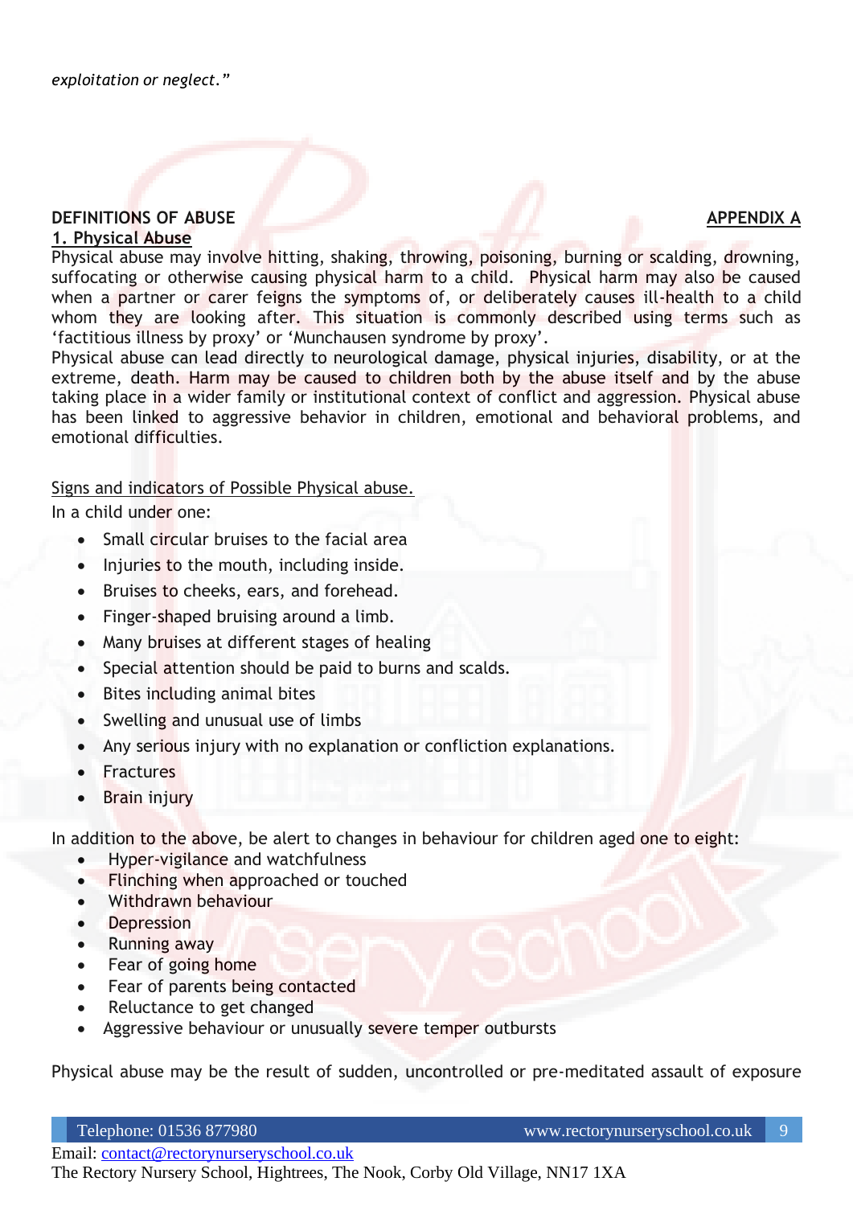*exploitation or neglect."*

**DEFINITIONS OF ABUSE** **APPENDIX A**

## 1. Physical Abuse

Physical abuse may involve hitting, shaking, throwing, poisoning, burning or scalding, drowning, suffocating or otherwise causing physical harm to a child. Physical harm may also be caused when a partner or carer feigns the symptoms of, or deliberately causes ill-health to a child whom they are looking after. This situation is commonly described using terms such as 'factitious illness by proxy' or 'Munchausen syndrome by proxy'.

Physical abuse can lead directly to neurological damage, physical injuries, disability, or at the extreme, death. Harm may be caused to children both by the abuse itself and by the abuse taking place in a wider family or institutional context of conflict and aggression. Physical abuse has been linked to aggressive behavior in children, emotional and behavioral problems, and emotional difficulties.

Signs and indicators of Possible Physical abuse.

In a child under one:

- Small circular bruises to the facial area
- Injuries to the mouth, including inside.
- Bruises to cheeks, ears, and forehead.
- Finger-shaped bruising around a limb.
- Many bruises at different stages of healing
- Special attention should be paid to burns and scalds.
- Bites including animal bites
- Swelling and unusual use of limbs
- Any serious injury with no explanation or confliction explanations.
- Fractures
- Brain injury

In addition to the above, be alert to changes in behaviour for children aged one to eight:

- Hyper-vigilance and watchfulness
- Flinching when approached or touched
- Withdrawn behaviour
- Depression
- Running away
- Fear of going home
- Fear of parents being contacted
- Reluctance to get changed
- Aggressive behaviour or unusually severe temper outbursts

Physical abuse may be the result of sudden, uncontrolled or pre-meditated assault of exposure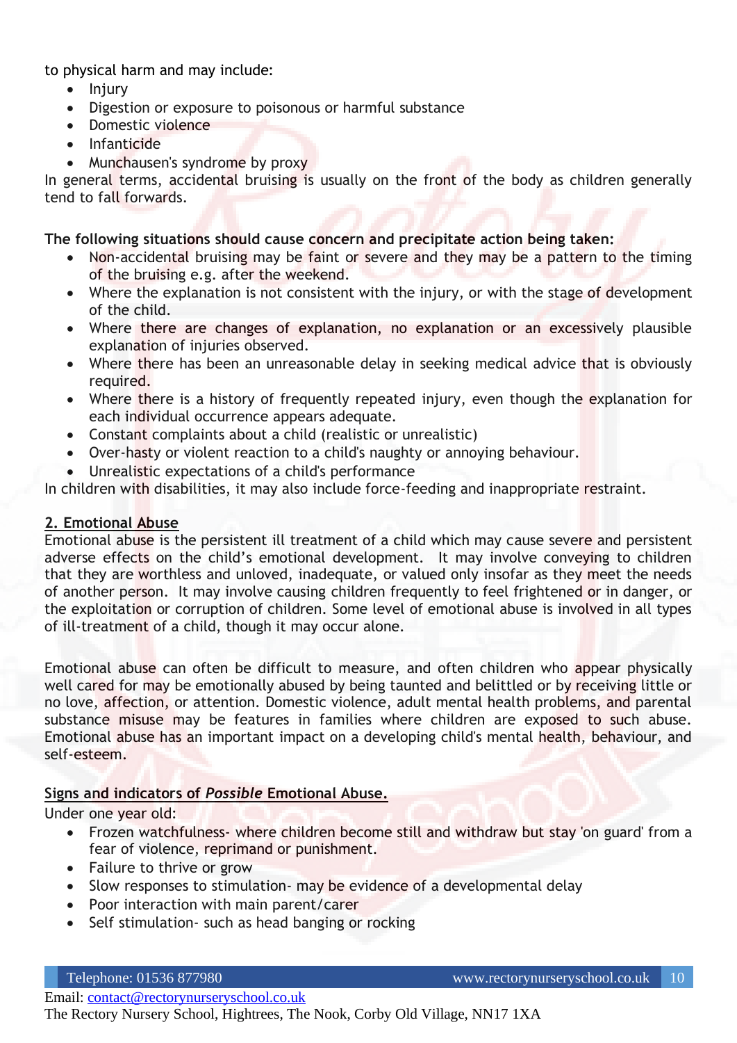to physical harm and may include:

- Injury
- Digestion or exposure to poisonous or harmful substance
- Domestic violence
- Infanticide
- Munchausen's syndrome by proxy

In general terms, accidental bruising is usually on the front of the body as children generally tend to fall forwards.

**The following situations should cause concern and precipitate action being taken:**

- Non-accidental bruising may be faint or severe and they may be a pattern to the timing of the bruising e.g. after the weekend.
- Where the explanation is not consistent with the injury, or with the stage of development of the child.
- Where there are changes of explanation, no explanation or an excessively plausible explanation of injuries observed.
- Where there has been an unreasonable delay in seeking medical advice that is obviously required.
- Where there is a history of frequently repeated injury, even though the explanation for each individual occurrence appears adequate.
- Constant complaints about a child (realistic or unrealistic)
- Over-hasty or violent reaction to a child's naughty or annoying behaviour.
- Unrealistic expectations of a child's performance

In children with disabilities, it may also include force-feeding and inappropriate restraint.

## 2. Emotional Abuse

Emotional abuse is the persistent ill treatment of a child which may cause severe and persistent adverse effects on the child's emotional development. It may involve conveying to children that they are worthless and unloved, inadequate, or valued only insofar as they meet the needs of another person. It may involve causing children frequently to feel frightened or in danger, or the exploitation or corruption of children. Some level of emotional abuse is involved in all types of ill-treatment of a child, though it may occur alone.

Emotional abuse can often be difficult to measure, and often children who appear physically well cared for may be emotionally abused by being taunted and belittled or by receiving little or no love, affection, or attention. Domestic violence, adult mental health problems, and parental substance misuse may be features in families where children are exposed to such abuse. Emotional abuse has an important impact on a developing child's mental health, behaviour, and self-esteem.

### Signs and indicators of *Possible* Emotional Abuse.

Under one year old:

- Frozen watchfulness- where children become still and withdraw but stay 'on guard' from a fear of violence, reprimand or punishment.
- Failure to thrive or grow
- Slow responses to stimulation- may be evidence of a developmental delay
- Poor interaction with main parent/carer
- Self stimulation- such as head banging or rocking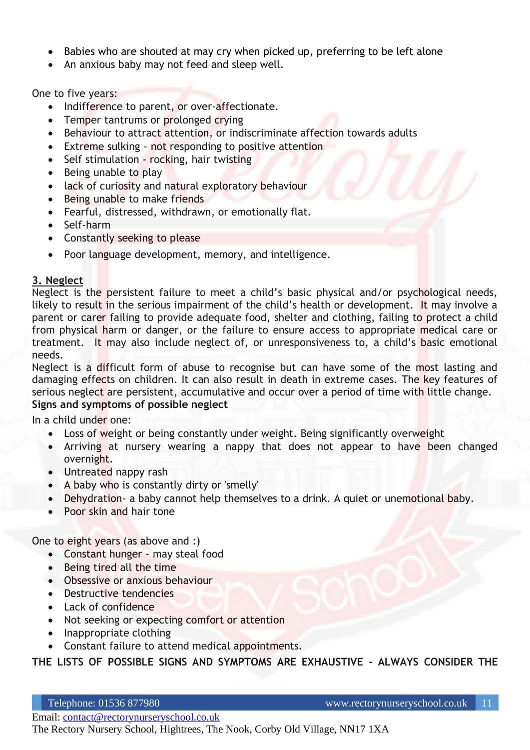- Babies who are shouted at may cry when picked up, preferring to be left alone
- An anxious baby may not feed and sleep well.

One to five years:

- Indifference to parent, or over-affectionate.
- Temper tantrums or prolonged crying
- Behaviour to attract attention, or indiscriminate affection towards adults
- Extreme sulking - not responding to positive attention
- Self stimulation - rocking, hair twisting
- Being unable to play
- lack of curiosity and natural exploratory behaviour
- Being unable to make friends
- Fearful, distressed, withdrawn, or emotionally flat.
- Self-harm
- Constantly seeking to please
- Poor language development, memory, and intelligence.

**3. Neglect**

Neglect is the persistent failure to meet a child's basic physical and/or psychological needs, likely to result in the serious impairment of the child's health or development. It may involve a parent or carer failing to provide adequate food, shelter and clothing, failing to protect a child from physical harm or danger, or the failure to ensure access to appropriate medical care or treatment. It may also include neglect of, or unresponsiveness to, a child's basic emotional needs.

Neglect is a difficult form of abuse to recognise but can have some of the most lasting and damaging effects on children. It can also result in death in extreme cases. The key features of serious neglect are persistent, accumulative and occur over a period of time with little change.

**Signs and symptoms of possible neglect**

In a child under one:

- Loss of weight or being constantly under weight. Being significantly overweight
- Arriving at nursery wearing a nappy that does not appear to have been changed overnight.
- Untreated nappy rash
- A baby who is constantly dirty or 'smelly'
- Dehydration- a baby cannot help themselves to a drink. A quiet or unemotional baby.
- Poor skin and hair tone

One to eight years (as above and :)

- Constant hunger - may steal food
- Being tired all the time
- Obsessive or anxious behaviour
- Destructive tendencies
- Lack of confidence
- Not seeking or expecting comfort or attention
- Inappropriate clothing
- Constant failure to attend medical appointments.

**THE LISTS OF POSSIBLE SIGNS AND SYMPTOMS ARE EXHAUSTIVE - ALWAYS CONSIDER THE**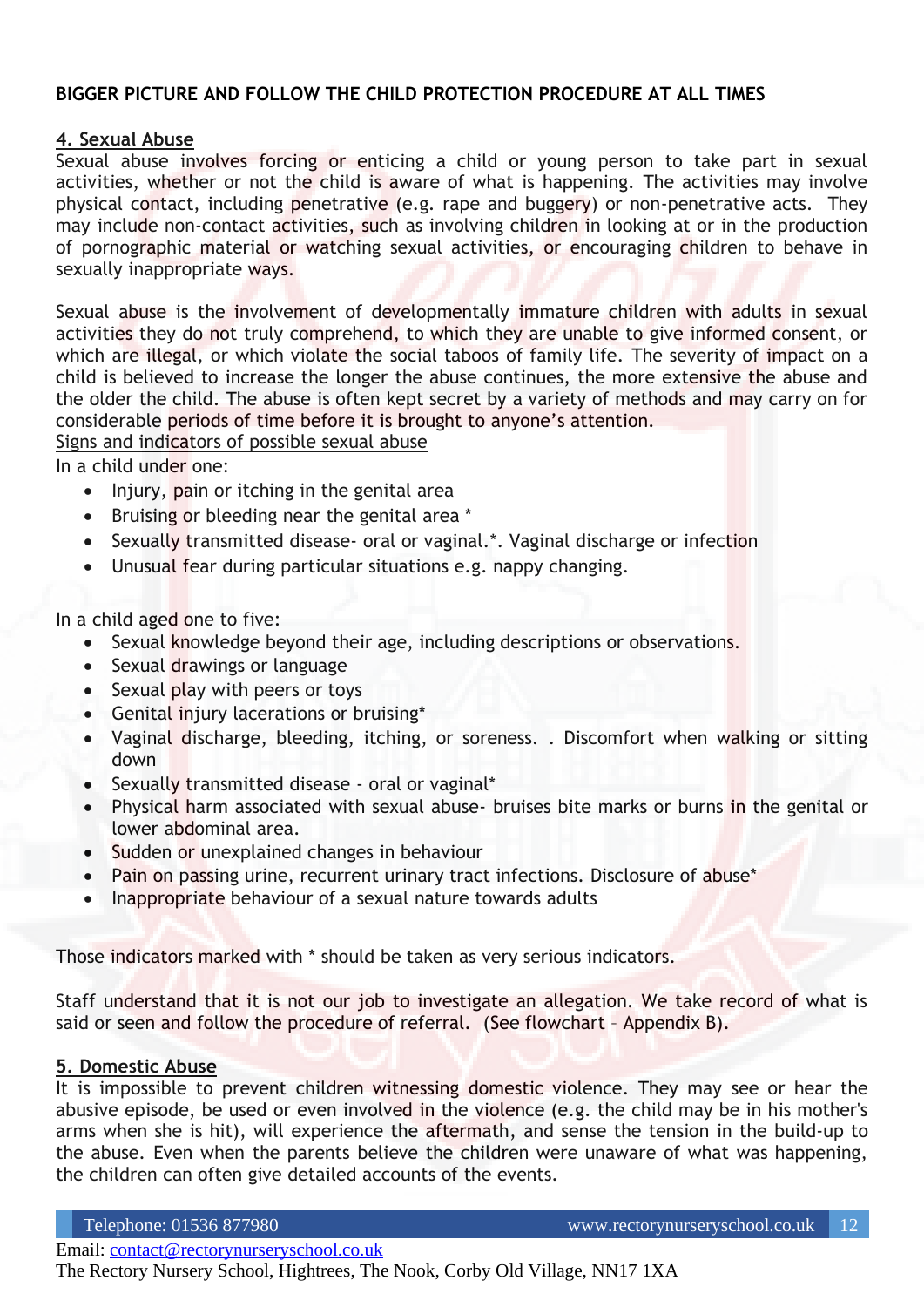**BIGGER PICTURE AND FOLLOW THE CHILD PROTECTION PROCEDURE AT ALL TIMES**

**4. Sexual Abuse**

Sexual abuse involves forcing or enticing a child or young person to take part in sexual activities, whether or not the child is aware of what is happening. The activities may involve physical contact, including penetrative (e.g. rape and buggery) or non-penetrative acts. They may include non-contact activities, such as involving children in looking at or in the production of pornographic material or watching sexual activities, or encouraging children to behave in sexually inappropriate ways.

Sexual abuse is the involvement of developmentally immature children with adults in sexual activities they do not truly comprehend, to which they are unable to give informed consent, or which are illegal, or which violate the social taboos of family life. The severity of impact on a child is believed to increase the longer the abuse continues, the more extensive the abuse and the older the child. The abuse is often kept secret by a variety of methods and may carry on for considerable periods of time before it is brought to anyone's attention.

Signs and indicators of possible sexual abuse

In a child under one:

- Injury, pain or itching in the genital area
- Bruising or bleeding near the genital area *
- Sexually transmitted disease- oral or vaginal.*. Vaginal discharge or infection
- Unusual fear during particular situations e.g. nappy changing.

In a child aged one to five:

- Sexual knowledge beyond their age, including descriptions or observations.
- Sexual drawings or language
- Sexual play with peers or toys
- Genital injury lacerations or bruising*
- Vaginal discharge, bleeding, itching, or soreness. . Discomfort when walking or sitting down
- Sexually transmitted disease - oral or vaginal*
- Physical harm associated with sexual abuse- bruises bite marks or burns in the genital or lower abdominal area.
- Sudden or unexplained changes in behaviour
- Pain on passing urine, recurrent urinary tract infections. Disclosure of abuse*
- Inappropriate behaviour of a sexual nature towards adults

Those indicators marked with * should be taken as very serious indicators.

Staff understand that it is not our job to investigate an allegation. We take record of what is said or seen and follow the procedure of referral. (See flowchart – Appendix B).

**5. Domestic Abuse**

It is impossible to prevent children witnessing domestic violence. They may see or hear the abusive episode, be used or even involved in the violence (e.g. the child may be in his mother's arms when she is hit), will experience the aftermath, and sense the tension in the build-up to the abuse. Even when the parents believe the children were unaware of what was happening, the children can often give detailed accounts of the events.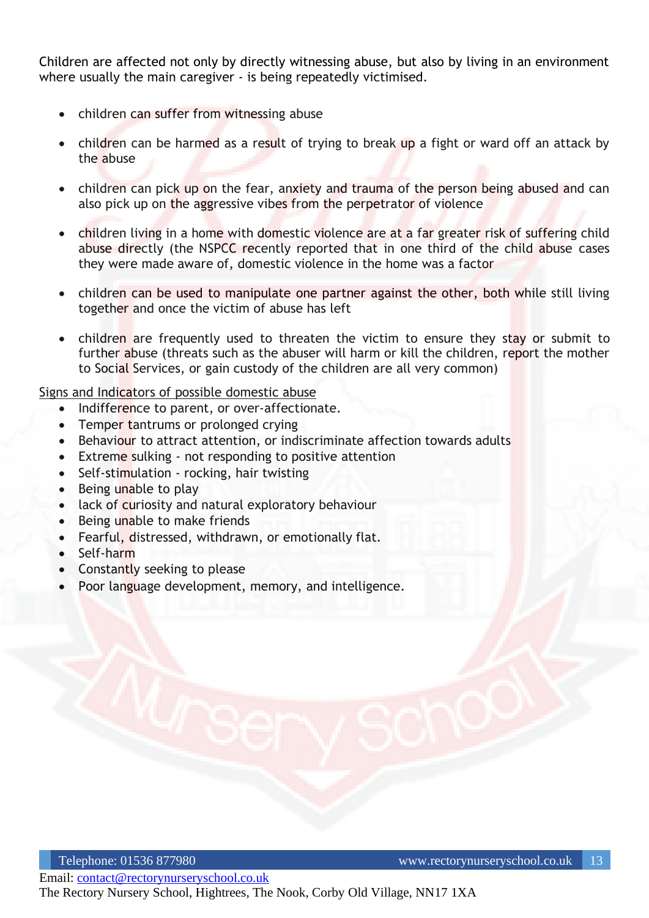Children are affected not only by directly witnessing abuse, but also by living in an environment where usually the main caregiver - is being repeatedly victimised.

- children can suffer from witnessing abuse
- children can be harmed as a result of trying to break up a fight or ward off an attack by the abuse
- children can pick up on the fear, anxiety and trauma of the person being abused and can also pick up on the aggressive vibes from the perpetrator of violence
- children living in a home with domestic violence are at a far greater risk of suffering child abuse directly (the NSPCC recently reported that in one third of the child abuse cases they were made aware of, domestic violence in the home was a factor
- children can be used to manipulate one partner against the other, both while still living together and once the victim of abuse has left
- children are frequently used to threaten the victim to ensure they stay or submit to further abuse (threats such as the abuser will harm or kill the children, report the mother to Social Services, or gain custody of the children are all very common)

Signs and Indicators of possible domestic abuse

- Indifference to parent, or over-affectionate.
- Temper tantrums or prolonged crying
- Behaviour to attract attention, or indiscriminate affection towards adults
- Extreme sulking - not responding to positive attention
- Self-stimulation - rocking, hair twisting
- Being unable to play
- lack of curiosity and natural exploratory behaviour
- Being unable to make friends
- Fearful, distressed, withdrawn, or emotionally flat.
- Self-harm
- Constantly seeking to please
- Poor language development, memory, and intelligence.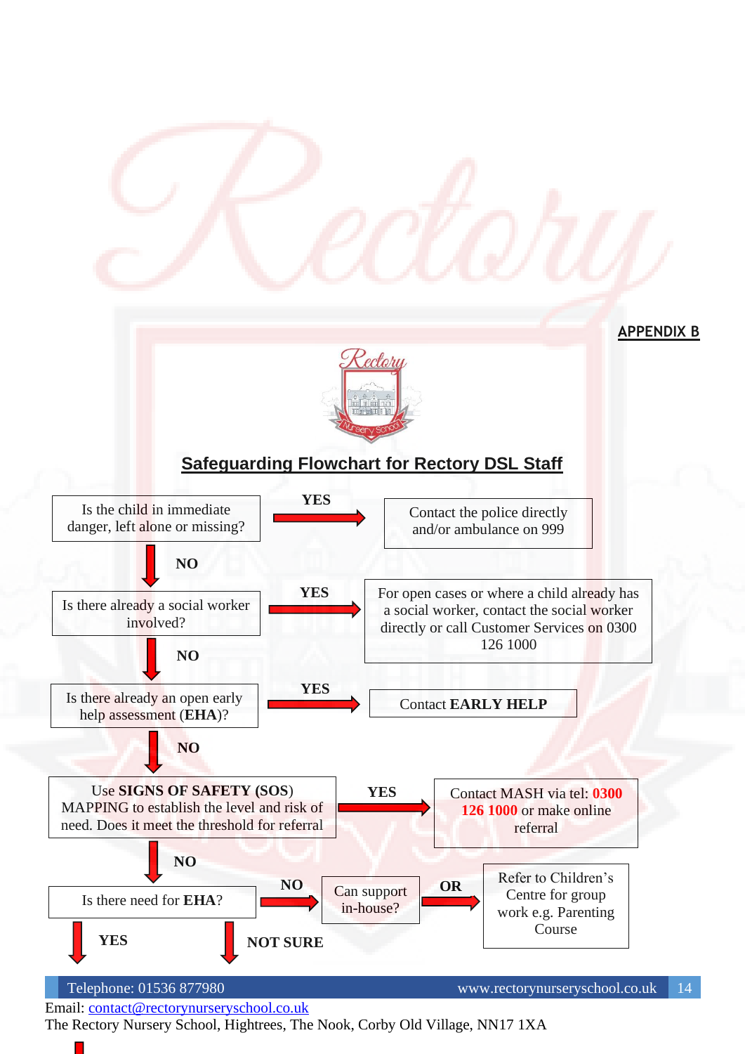**APPENDIX B**

## Safeguarding Flowchart for Rectory DSL Staff

Is the child in immediate danger, left alone or missing?
- **YES** → Contact the police directly and/or ambulance on 999
- **NO** ↓

Is there already a social worker involved?
- **YES** → For open cases or where a child already has a social worker, contact the social worker directly or call Customer Services on 0300 126 1000
- **NO** ↓

Is there already an open early help assessment (**EHA**)?
- **YES** → Contact **EARLY HELP**
- **NO** ↓

Use **SIGNS OF SAFETY** (SOS) MAPPING to establish the level and risk of need. Does it meet the threshold for referral
- **YES** → Contact MASH via tel: **0300 126 1000** or make online referral
- **NO** ↓

Is there need for **EHA**?
- **NO** → Can support in-house? **OR** → Refer to Children's Centre for group work e.g. Parenting Course
- **YES** ↓
- **NOT SURE** ↓

Telephone: 01536 877980

www.rectorynurseryschool.co.uk

Email: contact@rectorynurseryschool.co.uk

The Rectory Nursery School, Hightrees, The Nook, Corby Old Village, NN17 1XA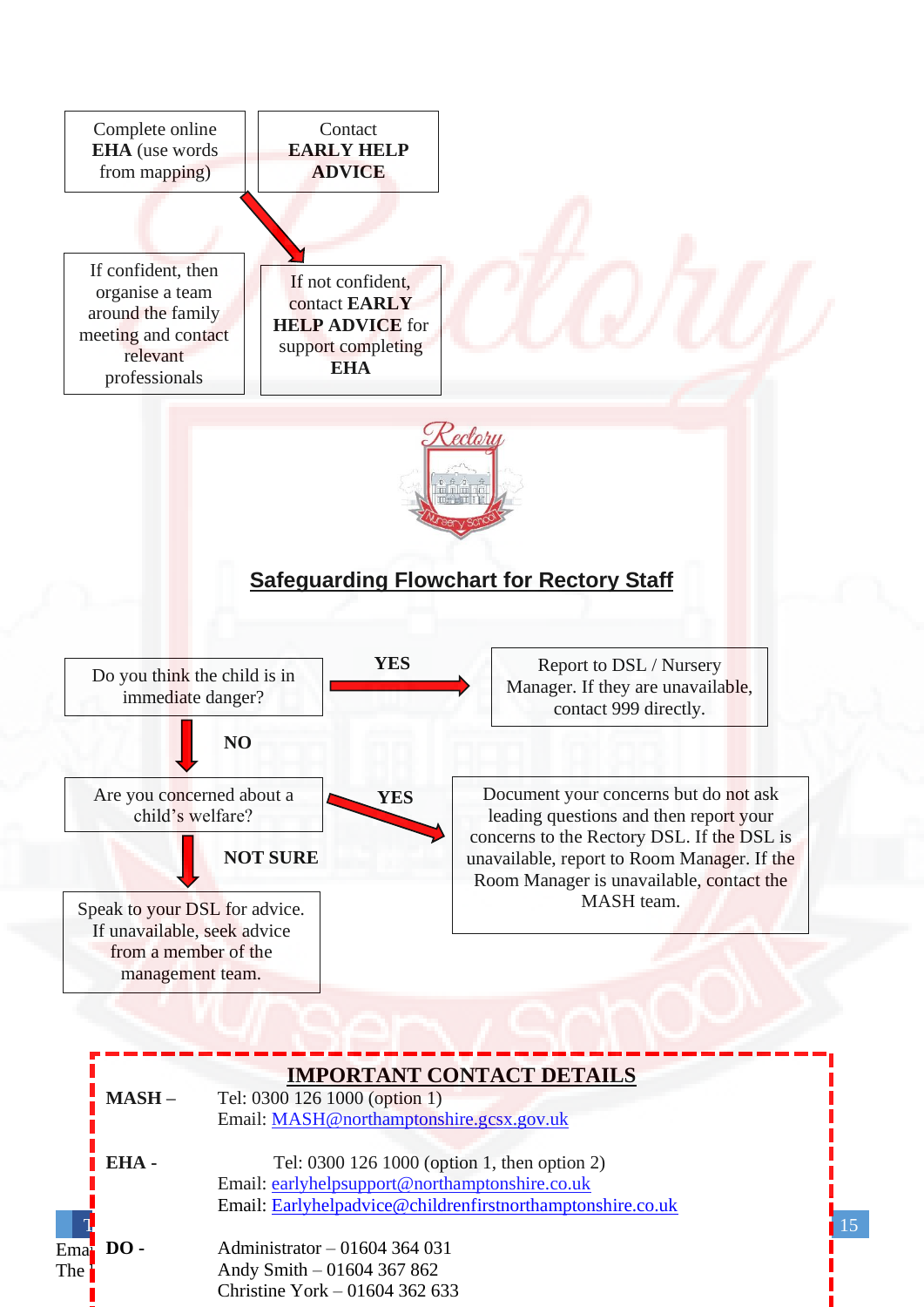Complete online **EHA** (use words from mapping)

Contact **EARLY HELP ADVICE**

If confident, then organise a team around the family meeting and contact relevant professionals

If not confident, contact **EARLY HELP ADVICE** for support completing **EHA**

## Safeguarding Flowchart for Rectory Staff

Do you think the child is in immediate danger?

**YES** → Report to DSL / Nursery Manager. If they are unavailable, contact 999 directly.

**NO** ↓

Are you concerned about a child's welfare?

**YES** → Document your concerns but do not ask leading questions and then report your concerns to the Rectory DSL. If the DSL is unavailable, report to Room Manager. If the Room Manager is unavailable, contact the MASH team.

**NOT SURE** ↓

Speak to your DSL for advice. If unavailable, seek advice from a member of the management team.

## IMPORTANT CONTACT DETAILS

**MASH –** Tel: 0300 126 1000 (option 1)
Email: MASH@northamptonshire.gcsx.gov.uk

**EHA -** Tel: 0300 126 1000 (option 1, then option 2)
Email: earlyhelpsupport@northamptonshire.co.uk
Email: Earlyhelpadvice@childrenfirstnorthamptonshire.co.uk

**DO -** Administrator – 01604 364 031
Andy Smith – 01604 367 862
Christine York – 01604 362 633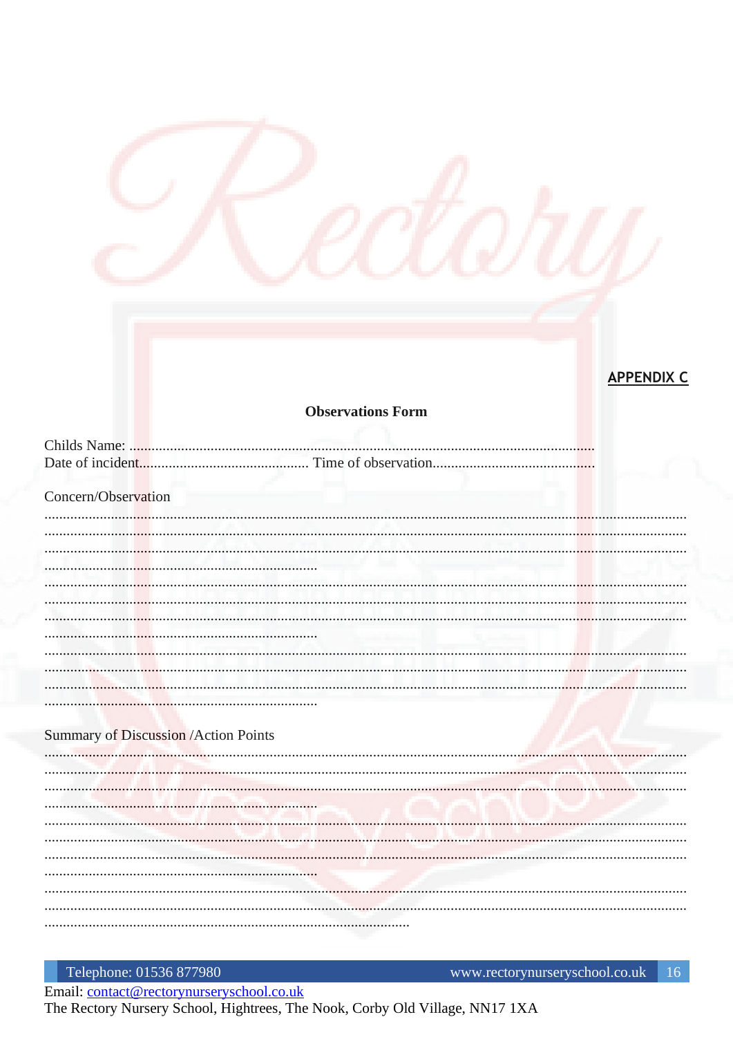**APPENDIX C**

**Observations Form**

Childs Name: ..........................................................................................................................

Date of incident............................................. Time of observation...........................................

Concern/Observation

.................................................................................................................................................................

.................................................................................................................................................................

.................................................................................................................................................................

..........................................................................

.................................................................................................................................................................

.................................................................................................................................................................

.................................................................................................................................................................

..........................................................................

.................................................................................................................................................................

.................................................................................................................................................................

.................................................................................................................................................................

..........................................................................

Summary of Discussion /Action Points

.................................................................................................................................................................

.................................................................................................................................................................

.................................................................................................................................................................

..........................................................................

.................................................................................................................................................................

.................................................................................................................................................................

.................................................................................................................................................................

..........................................................................

.................................................................................................................................................................

.................................................................................................................................................................

...................................................................................................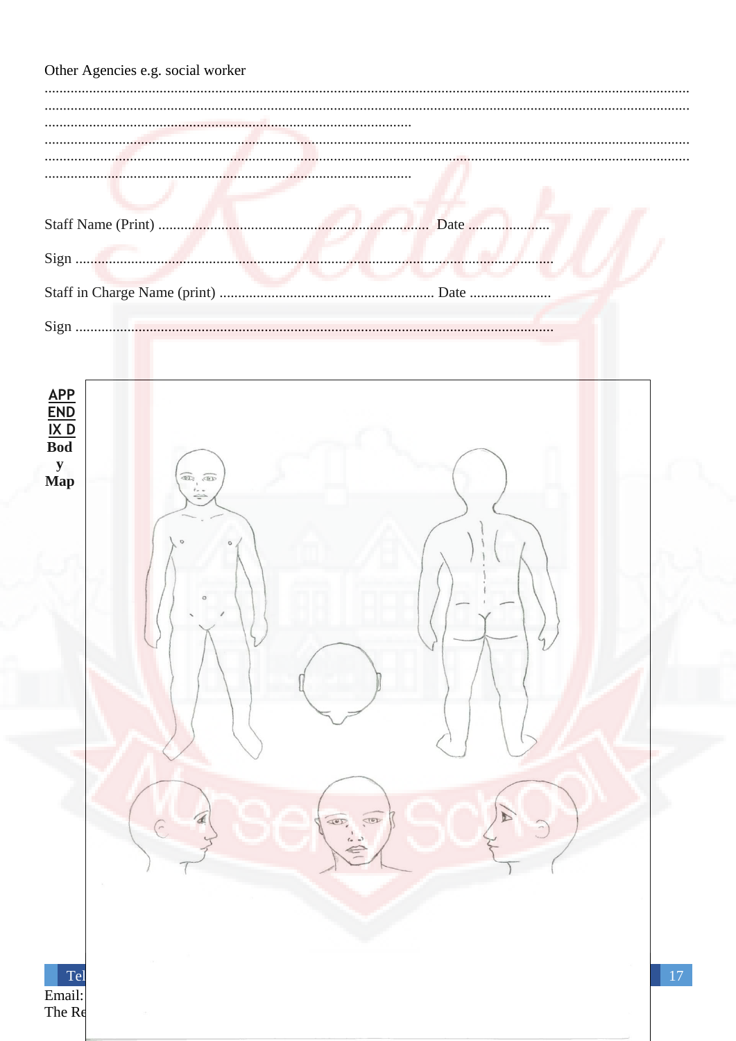Other Agencies e.g. social worker

.....................................................................................................................................................................................
.....................................................................................................................................................................................
.....................................................................................................
.....................................................................................................................................................................................
.....................................................................................................................................................................................
.....................................................................................................

Staff Name (Print) ........................................................................ Date ......................

Sign .......................................................................................................................................

Staff in Charge Name (print) ......................................................... Date ......................

Sign .......................................................................................................................................

**APPENDIX D**

**Body Map**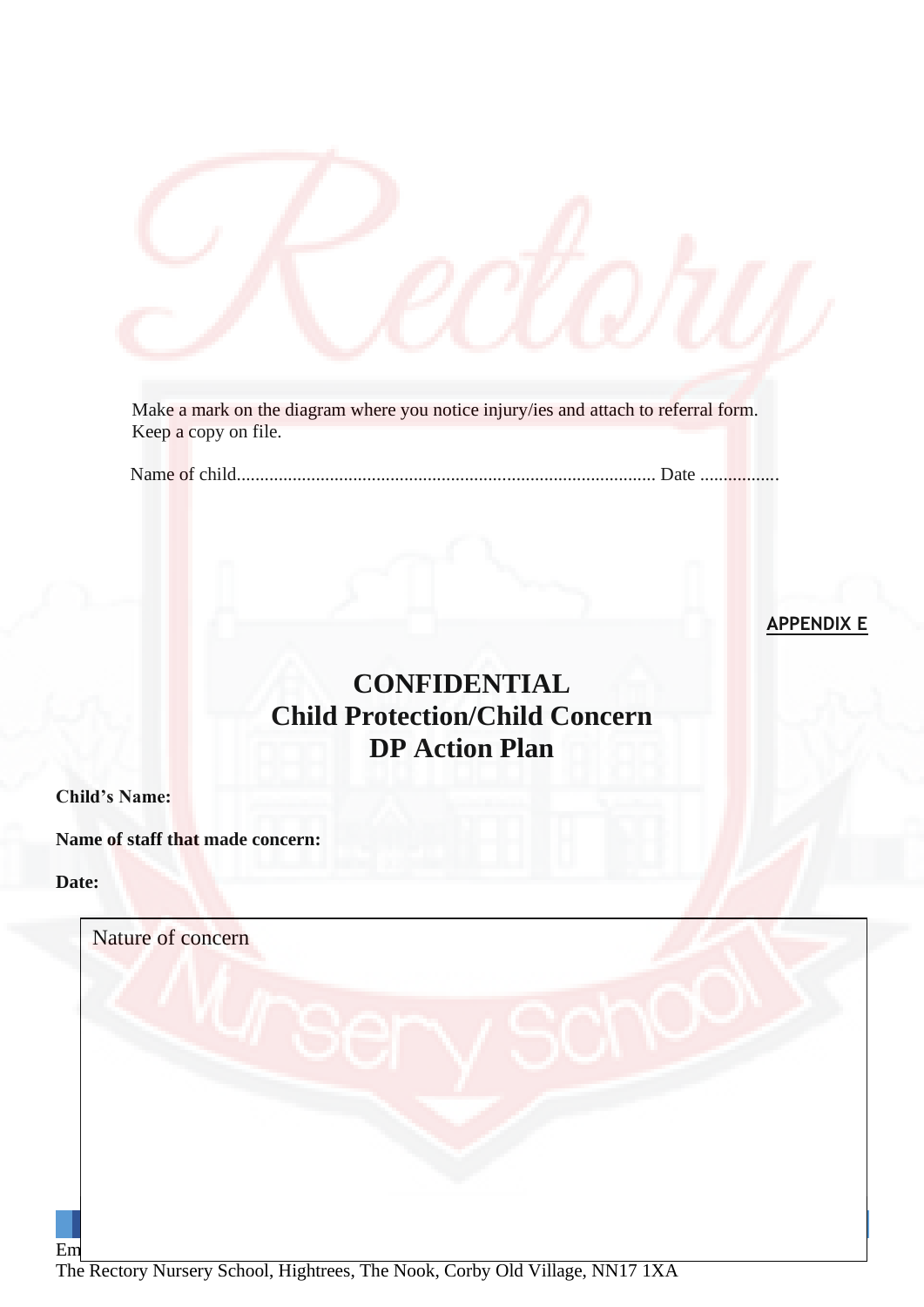Make a mark on the diagram where you notice injury/ies and attach to referral form.
Keep a copy on file.

Name of child......................................................................................... Date .................

**APPENDIX E**

# CONFIDENTIAL
## Child Protection/Child Concern
## DP Action Plan

**Child's Name:**

**Name of staff that made concern:**

**Date:**

| Nature of concern |
| --- |
| |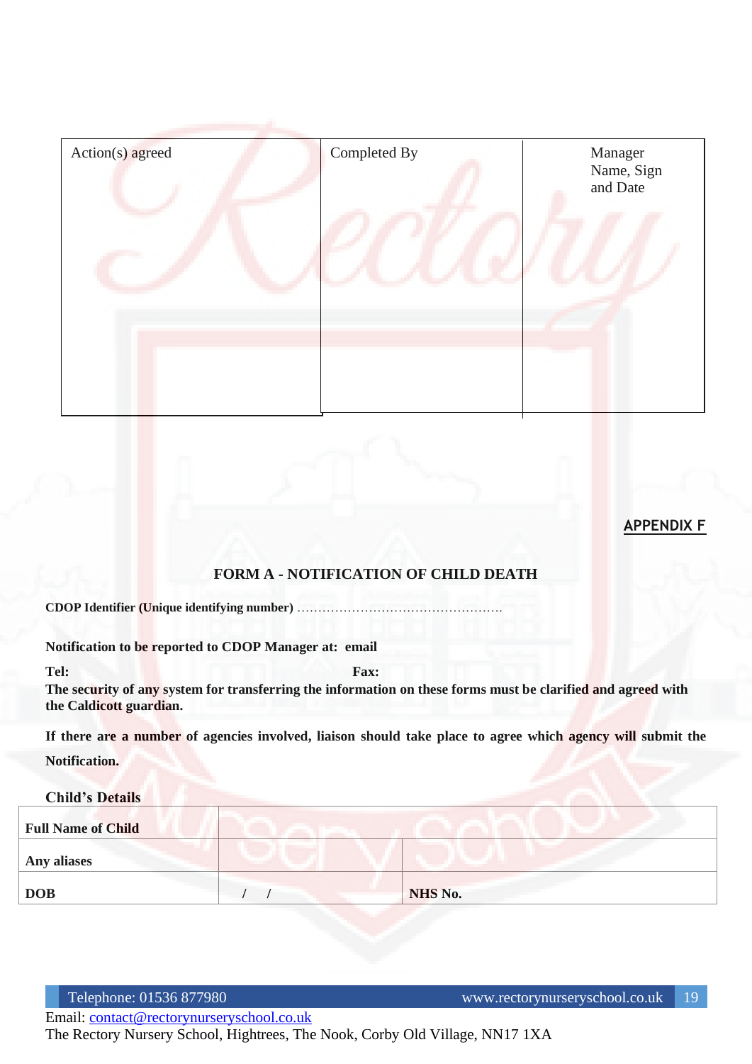| Action(s) agreed | Completed By | Manager Name, Sign and Date |
|---|---|---|
| | | |

**APPENDIX F**

## FORM A - NOTIFICATION OF CHILD DEATH

**CDOP Identifier (Unique identifying number)** ………………………………………….

**Notification to be reported to CDOP Manager at: email**

**Tel:** **Fax:**

**The security of any system for transferring the information on these forms must be clarified and agreed with the Caldicott guardian.**

**If there are a number of agencies involved, liaison should take place to agree which agency will submit the Notification.**

### Child's Details

| **Full Name of Child** | | |
|---|---|---|
| **Any aliases** | | |
| **DOB** | / / | **NHS No.** |

Email: contact@rectorynurseryschool.co.uk

The Rectory Nursery School, Hightrees, The Nook, Corby Old Village, NN17 1XA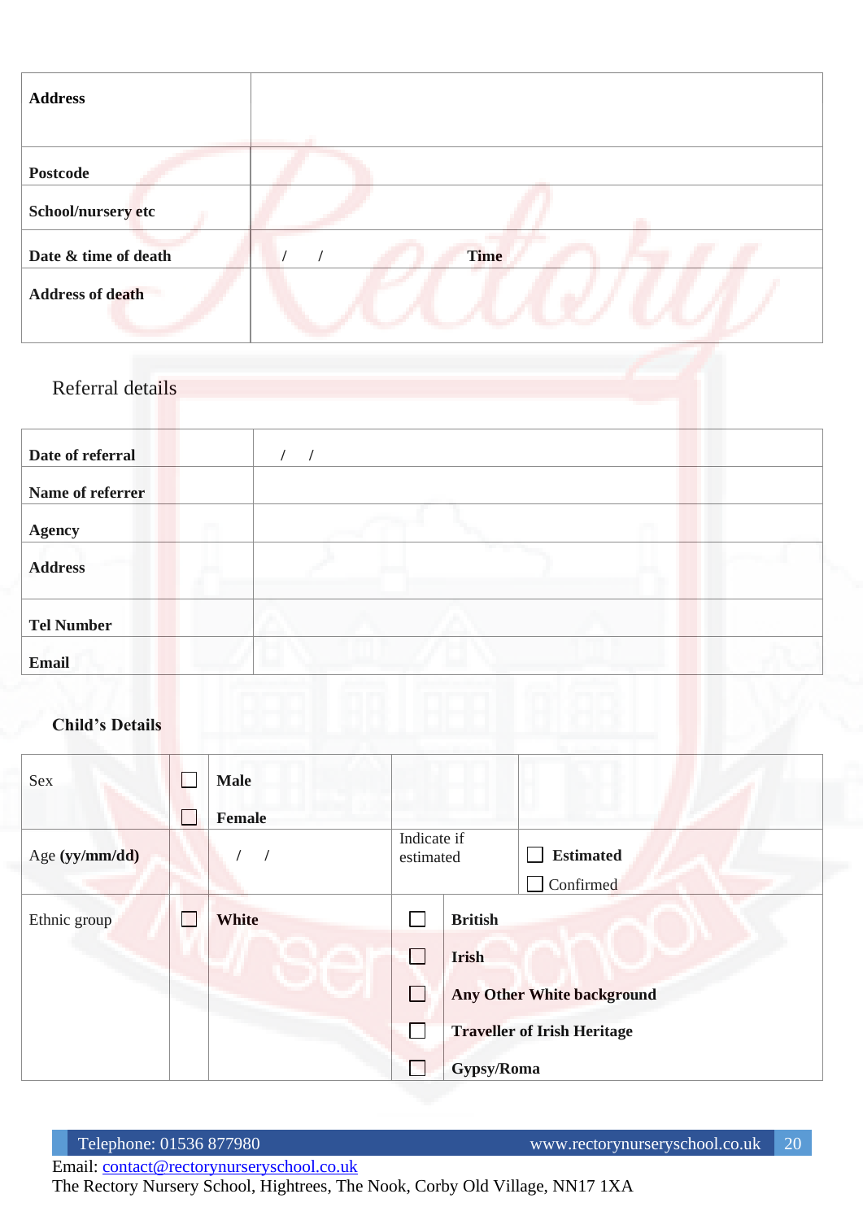| **Address** | |
|---|---|
| **Postcode** | |
| **School/nursery etc** | |
| **Date & time of death** | / / **Time** |
| **Address of death** | |

## Referral details

| **Date of referral** | / / |
|---|---|
| **Name of referrer** | |
| **Agency** | |
| **Address** | |
| **Tel Number** | |
| **Email** | |

**Child's Details**

| Sex | ☐ | **Male** | | | |
|---|---|---|---|---|---|
| | ☐ | **Female** | | | |
| Age **(yy/mm/dd)** | | / / | Indicate if estimated | ☐ **Estimated** | |
| | | | | ☐ Confirmed | |
| Ethnic group | ☐ | **White** | ☐ | **British** | |
| | | | ☐ | **Irish** | |
| | | | ☐ | **Any Other White background** | |
| | | | ☐ | **Traveller of Irish Heritage** | |
| | | | ☐ | **Gypsy/Roma** | |

Telephone: 01536 877980 www.rectorynurseryschool.co.uk

Email: contact@rectorynurseryschool.co.uk

The Rectory Nursery School, Hightrees, The Nook, Corby Old Village, NN17 1XA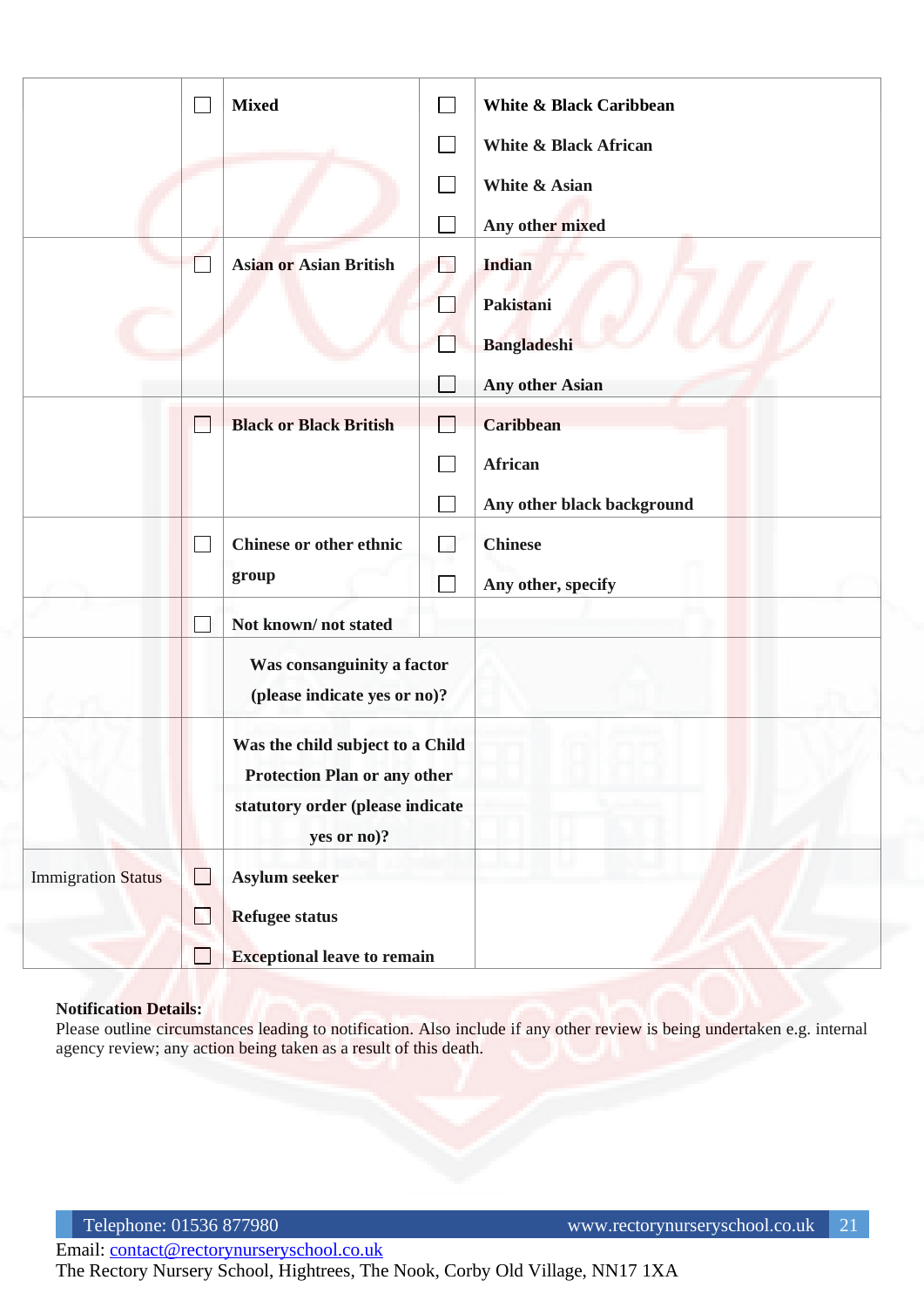| | | | | |
|---|---|---|---|---|
| | ☐ | **Mixed** | ☐<br>☐<br>☐<br>☐ | **White & Black Caribbean**<br>**White & Black African**<br>**White & Asian**<br>**Any other mixed** |
| | ☐ | **Asian or Asian British** | ☐<br>☐<br>☐<br>☐ | **Indian**<br>**Pakistani**<br>**Bangladeshi**<br>**Any other Asian** |
| | ☐ | **Black or Black British** | ☐<br>☐<br>☐ | **Caribbean**<br>**African**<br>**Any other black background** |
| | ☐ | **Chinese or other ethnic group** | ☐<br>☐ | **Chinese**<br>**Any other, specify** |
| | ☐ | **Not known/ not stated** | | |
| | | **Was consanguinity a factor (please indicate yes or no)?** | | |
| | | **Was the child subject to a Child Protection Plan or any other statutory order (please indicate yes or no)?** | | |
| Immigration Status | ☐<br>☐<br>☐ | **Asylum seeker**<br>**Refugee status**<br>**Exceptional leave to remain** | | |

**Notification Details:**
Please outline circumstances leading to notification. Also include if any other review is being undertaken e.g. internal agency review; any action being taken as a result of this death.

Telephone: 01536 877980 www.rectorynurseryschool.co.uk
Email: contact@rectorynurseryschool.co.uk
The Rectory Nursery School, Hightrees, The Nook, Corby Old Village, NN17 1XA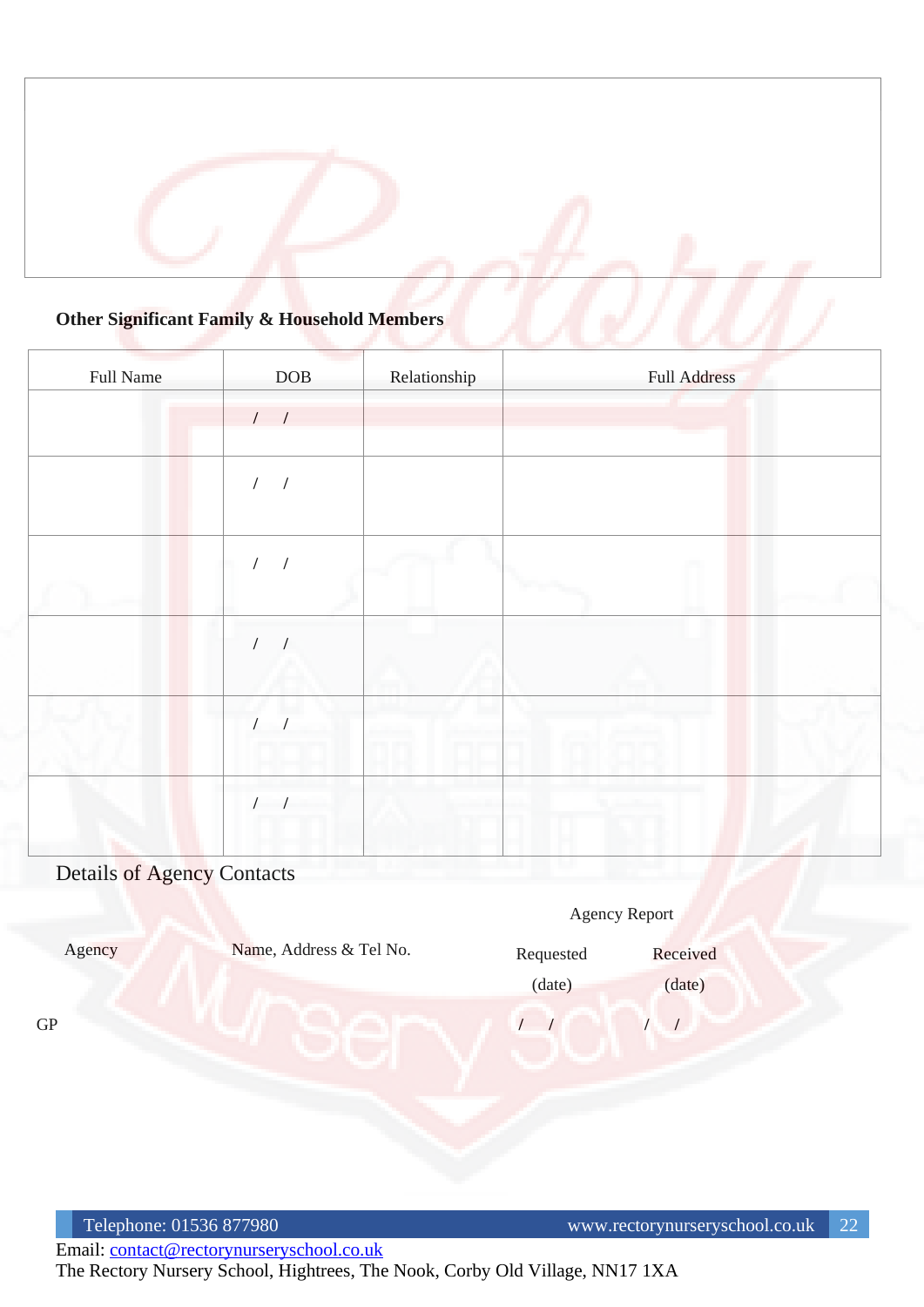### Other Significant Family & Household Members

| Full Name | DOB | Relationship | Full Address |
|---|---|---|---|
| | / / | | |
| | / / | | |
| | / / | | |
| | / / | | |
| | / / | | |
| | / / | | |

Details of Agency Contacts

| Agency | Name, Address & Tel No. | Agency Report Requested (date) | Agency Report Received (date) |
|---|---|---|---|
| GP | | / / | / / |

Email: contact@rectorynurseryschool.co.uk
The Rectory Nursery School, Hightrees, The Nook, Corby Old Village, NN17 1XA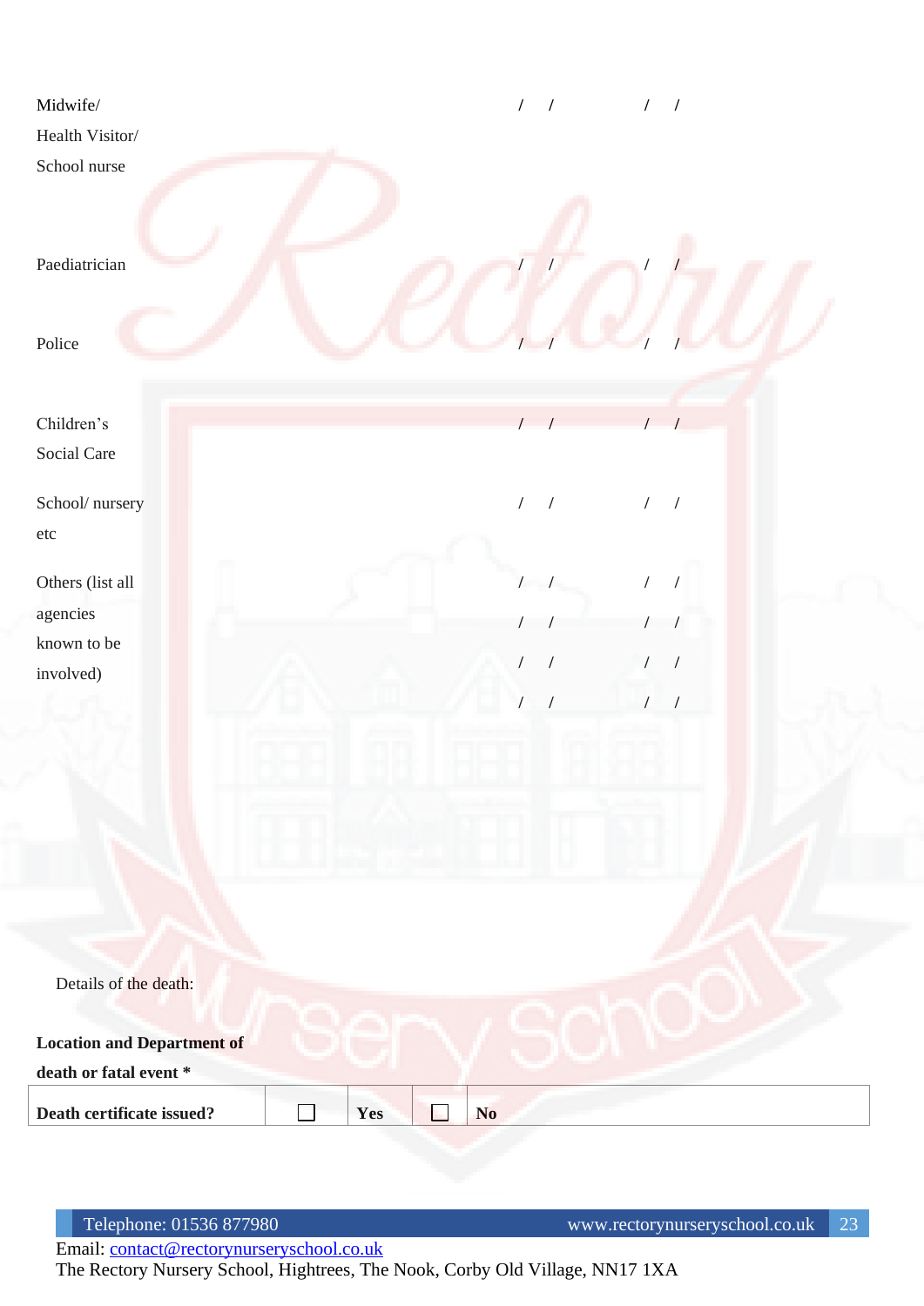| | | |
|---|---|---|
| Midwife/ Health Visitor/ School nurse | / / | / / |
| Paediatrician | / / | / / |
| Police | / / | / / |
| Children's Social Care | / / | / / |
| School/ nursery etc | / / | / / |
| Others (list all agencies known to be involved) | / / | / / |
| | / / | / / |
| | / / | / / |
| | / / | / / |

Details of the death:

**Location and Department of death or fatal event ***

| **Death certificate issued?** | ☐ | **Yes** | ☐ | **No** |
|---|---|---|---|---|

Telephone: 01536 877980 www.rectorynurseryschool.co.uk

Email: contact@rectorynurseryschool.co.uk

The Rectory Nursery School, Hightrees, The Nook, Corby Old Village, NN17 1XA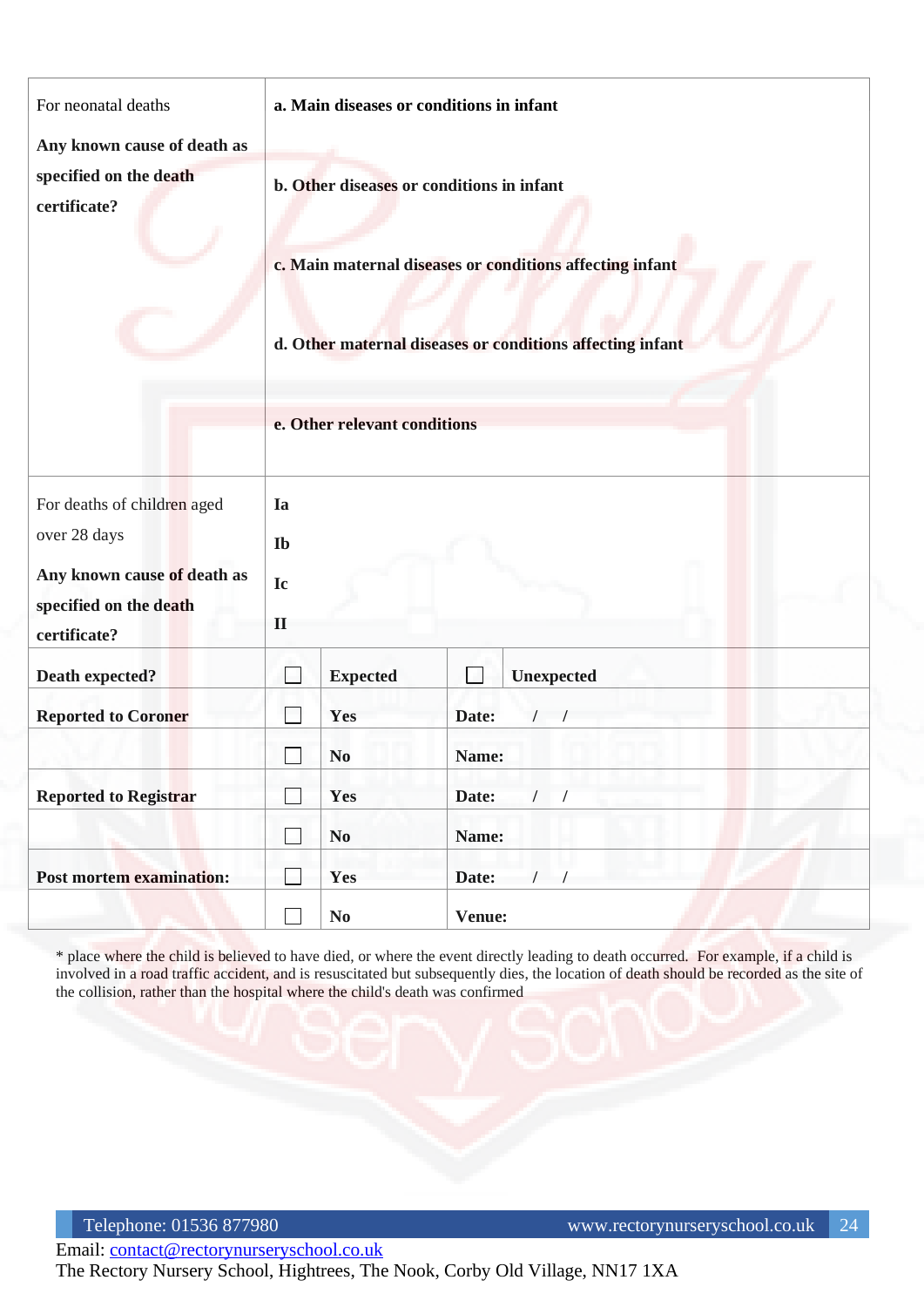| For neonatal deaths<br><br>**Any known cause of death as specified on the death certificate?** | **a. Main diseases or conditions in infant**<br><br>**b. Other diseases or conditions in infant**<br><br>**c. Main maternal diseases or conditions affecting infant**<br><br>**d. Other maternal diseases or conditions affecting infant**<br><br>**e. Other relevant conditions** | | | |
|---|---|---|---|---|
| For deaths of children aged over 28 days<br><br>**Any known cause of death as specified on the death certificate?** | **Ia**<br>**Ib**<br>**Ic**<br>**II** | | | |
| **Death expected?** | ☐ | **Expected** | ☐ | **Unexpected** |
| **Reported to Coroner** | ☐ | **Yes** | **Date:** / / | |
| | ☐ | **No** | **Name:** | |
| **Reported to Registrar** | ☐ | **Yes** | **Date:** / / | |
| | ☐ | **No** | **Name:** | |
| **Post mortem examination:** | ☐ | **Yes** | **Date:** / / | |
| | ☐ | **No** | **Venue:** | |

* place where the child is believed to have died, or where the event directly leading to death occurred. For example, if a child is involved in a road traffic accident, and is resuscitated but subsequently dies, the location of death should be recorded as the site of the collision, rather than the hospital where the child's death was confirmed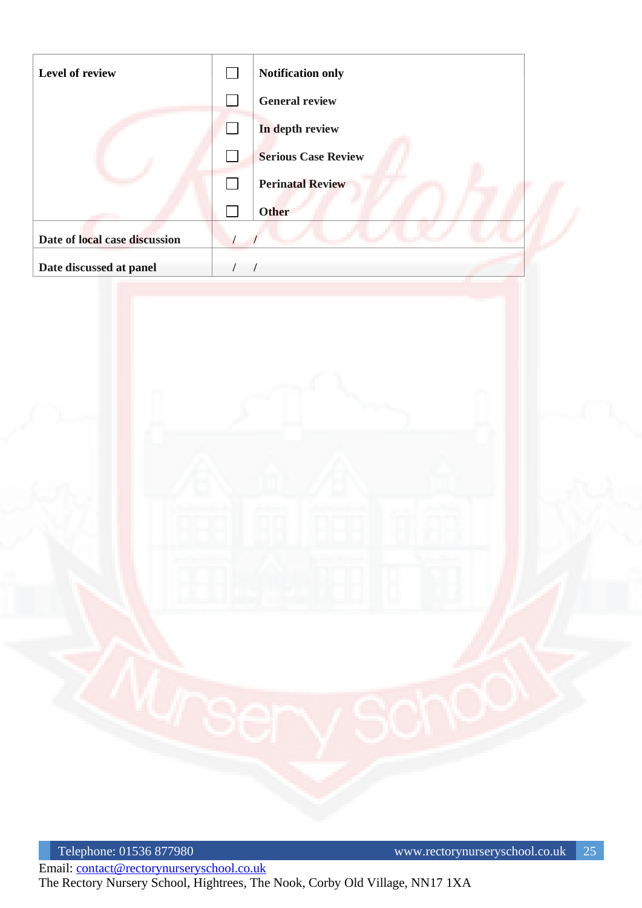| Level of review | ☐ | Notification only |
|---|---|---|
| | ☐ | General review |
| | ☐ | In depth review |
| | ☐ | Serious Case Review |
| | ☐ | Perinatal Review |
| | ☐ | Other |
| Date of local case discussion | / / | |
| Date discussed at panel | / / | |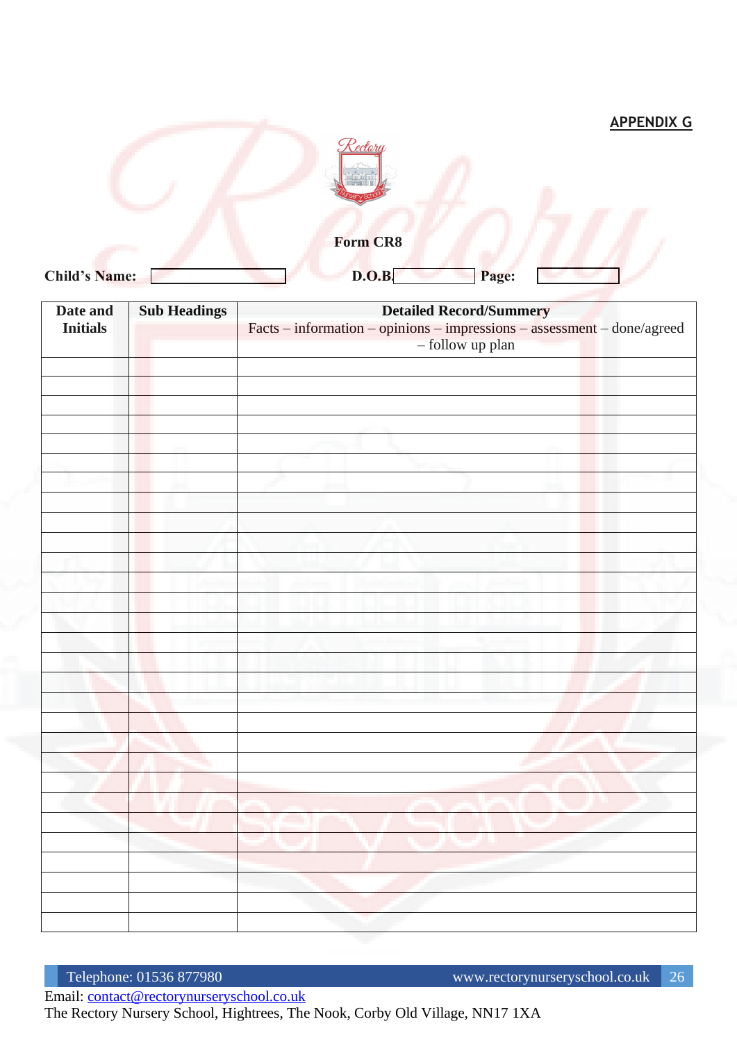**APPENDIX G**

**Form CR8**

**Child's Name:** &nbsp;&nbsp;&nbsp;&nbsp; **D.O.B.** &nbsp;&nbsp;&nbsp;&nbsp; **Page:**

| **Date and Initials** | **Sub Headings** | **Detailed Record/Summery**<br>Facts – information – opinions – impressions – assessment – done/agreed – follow up plan |
|---|---|---|
| | | |
| | | |
| | | |
| | | |
| | | |
| | | |
| | | |
| | | |
| | | |
| | | |
| | | |
| | | |
| | | |
| | | |
| | | |
| | | |
| | | |
| | | |
| | | |
| | | |
| | | |
| | | |
| | | |
| | | |
| | | |
| | | |
| | | |
| | | |
| | | |

Telephone: 01536 877980 www.rectorynurseryschool.co.uk

Email: contact@rectorynurseryschool.co.uk

The Rectory Nursery School, Hightrees, The Nook, Corby Old Village, NN17 1XA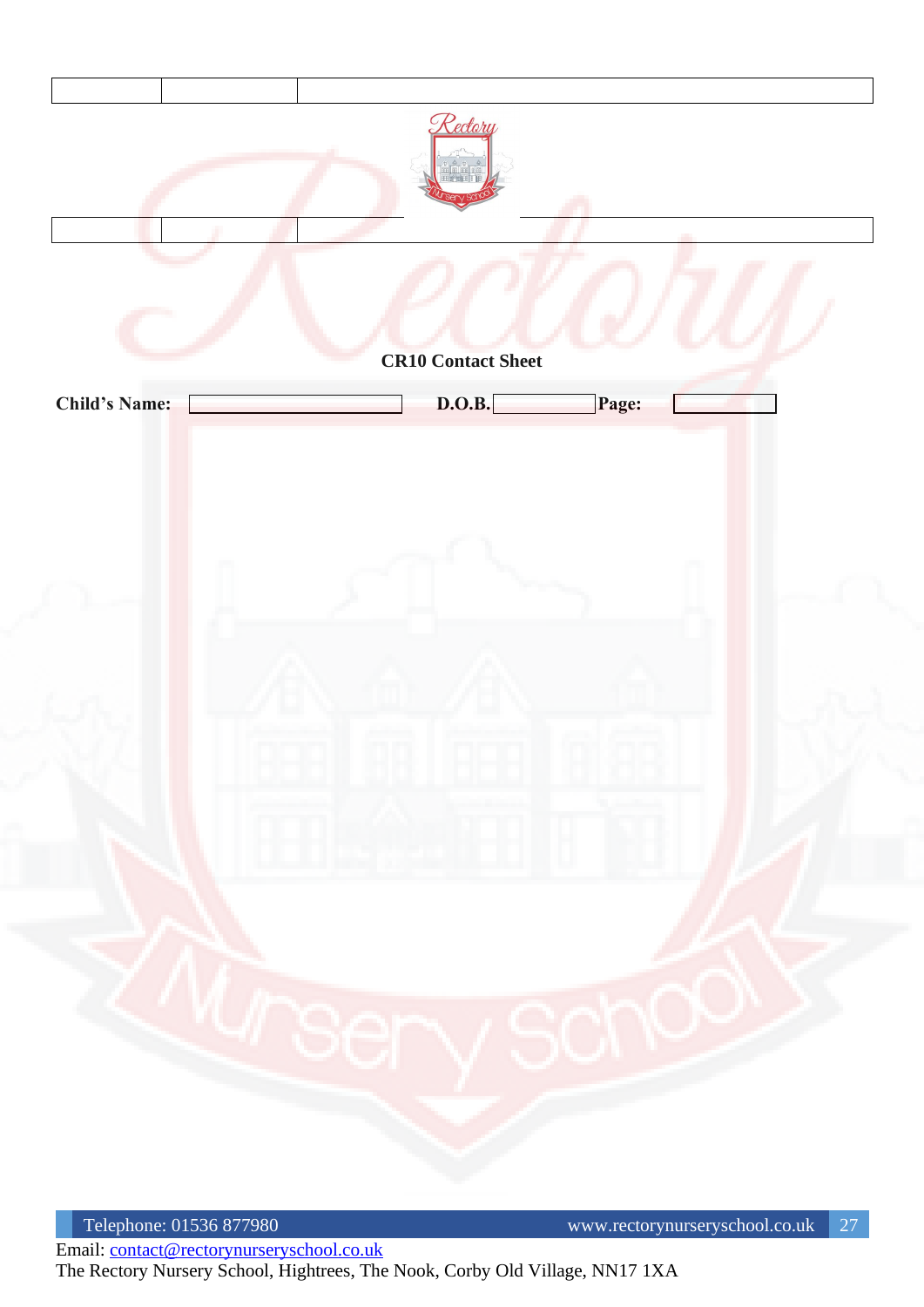| | | |
|---|---|---|

| | | |
|---|---|---|

**CR10 Contact Sheet**

**Child's Name:** ____________ **D.O.B.** ____________ **Page:** ____________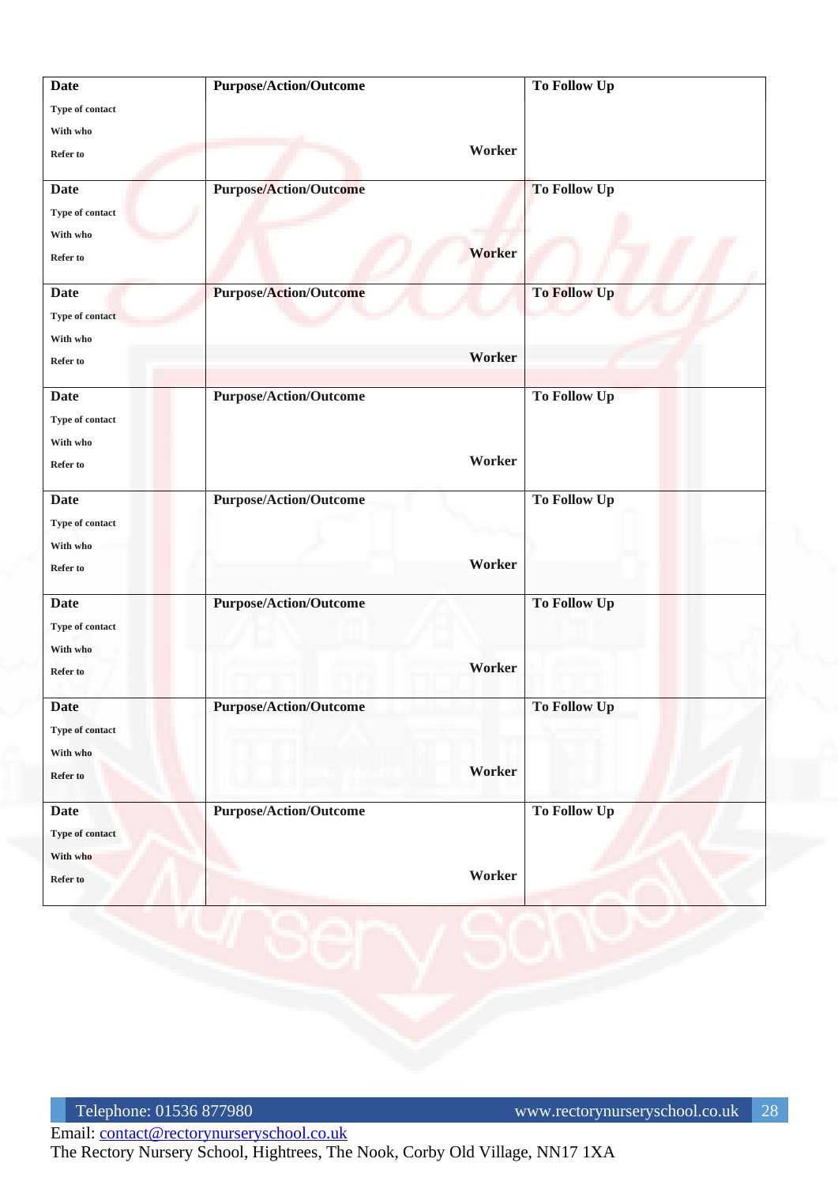| | | |
|---|---|---|
| **Date**<br>**Type of contact**<br>**With who**<br>**Refer to** | **Purpose/Action/Outcome**<br><br>**Worker** | **To Follow Up** |
| **Date**<br>**Type of contact**<br>**With who**<br>**Refer to** | **Purpose/Action/Outcome**<br><br>**Worker** | **To Follow Up** |
| **Date**<br>**Type of contact**<br>**With who**<br>**Refer to** | **Purpose/Action/Outcome**<br><br>**Worker** | **To Follow Up** |
| **Date**<br>**Type of contact**<br>**With who**<br>**Refer to** | **Purpose/Action/Outcome**<br><br>**Worker** | **To Follow Up** |
| **Date**<br>**Type of contact**<br>**With who**<br>**Refer to** | **Purpose/Action/Outcome**<br><br>**Worker** | **To Follow Up** |
| **Date**<br>**Type of contact**<br>**With who**<br>**Refer to** | **Purpose/Action/Outcome**<br><br>**Worker** | **To Follow Up** |
| **Date**<br>**Type of contact**<br>**With who**<br>**Refer to** | **Purpose/Action/Outcome**<br><br>**Worker** | **To Follow Up** |
| **Date**<br>**Type of contact**<br>**With who**<br>**Refer to** | **Purpose/Action/Outcome**<br><br>**Worker** | **To Follow Up** |